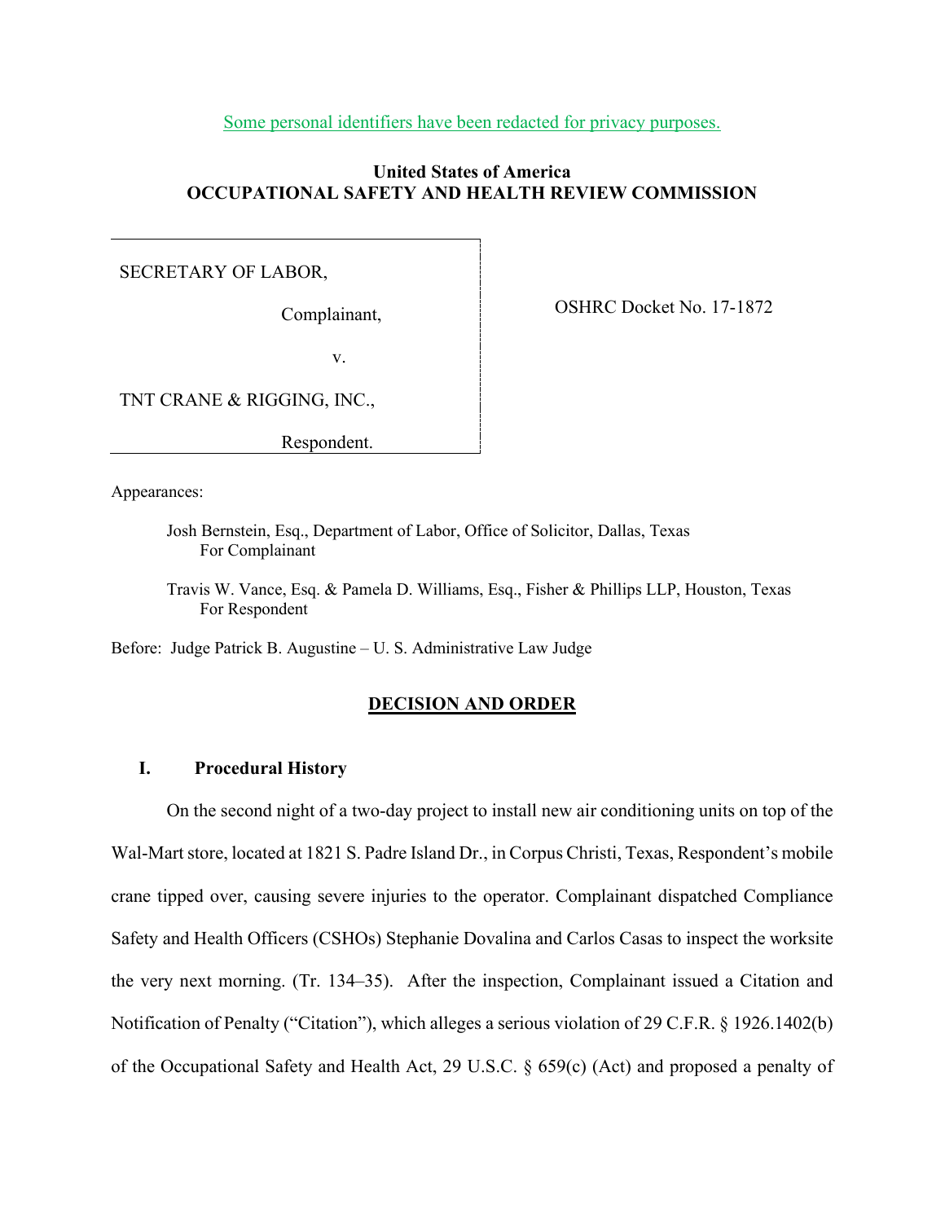Some personal identifiers have been redacted for privacy purposes.

**United States of America**
**OCCUPATIONAL SAFETY AND HEALTH REVIEW COMMISSION**

| | |
|---|---|
| SECRETARY OF LABOR,<br><br>Complainant,<br><br>v.<br><br>TNT CRANE & RIGGING, INC.,<br><br>Respondent. | OSHRC Docket No. 17-1872 |

Appearances:

Josh Bernstein, Esq., Department of Labor, Office of Solicitor, Dallas, Texas
For Complainant

Travis W. Vance, Esq. & Pamela D. Williams, Esq., Fisher & Phillips LLP, Houston, Texas
For Respondent

Before: Judge Patrick B. Augustine – U. S. Administrative Law Judge

## DECISION AND ORDER

### I. Procedural History

On the second night of a two-day project to install new air conditioning units on top of the Wal-Mart store, located at 1821 S. Padre Island Dr., in Corpus Christi, Texas, Respondent's mobile crane tipped over, causing severe injuries to the operator. Complainant dispatched Compliance Safety and Health Officers (CSHOs) Stephanie Dovalina and Carlos Casas to inspect the worksite the very next morning. (Tr. 134–35). After the inspection, Complainant issued a Citation and Notification of Penalty ("Citation"), which alleges a serious violation of 29 C.F.R. § 1926.1402(b) of the Occupational Safety and Health Act, 29 U.S.C. § 659(c) (Act) and proposed a penalty of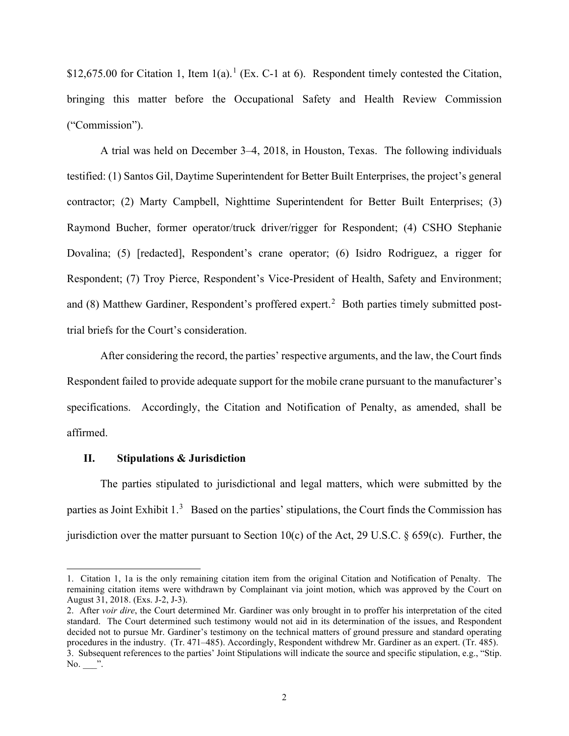$12,675.00 for Citation 1, Item 1(a).[1] (Ex. C-1 at 6). Respondent timely contested the Citation, bringing this matter before the Occupational Safety and Health Review Commission ("Commission").

A trial was held on December 3–4, 2018, in Houston, Texas. The following individuals testified: (1) Santos Gil, Daytime Superintendent for Better Built Enterprises, the project's general contractor; (2) Marty Campbell, Nighttime Superintendent for Better Built Enterprises; (3) Raymond Bucher, former operator/truck driver/rigger for Respondent; (4) CSHO Stephanie Dovalina; (5) [redacted], Respondent's crane operator; (6) Isidro Rodriguez, a rigger for Respondent; (7) Troy Pierce, Respondent's Vice-President of Health, Safety and Environment; and (8) Matthew Gardiner, Respondent's proffered expert.[2] Both parties timely submitted post-trial briefs for the Court's consideration.

After considering the record, the parties' respective arguments, and the law, the Court finds Respondent failed to provide adequate support for the mobile crane pursuant to the manufacturer's specifications. Accordingly, the Citation and Notification of Penalty, as amended, shall be affirmed.

## II. Stipulations & Jurisdiction

The parties stipulated to jurisdictional and legal matters, which were submitted by the parties as Joint Exhibit 1.[3] Based on the parties' stipulations, the Court finds the Commission has jurisdiction over the matter pursuant to Section 10(c) of the Act, 29 U.S.C. § 659(c). Further, the

---

1. Citation 1, 1a is the only remaining citation item from the original Citation and Notification of Penalty. The remaining citation items were withdrawn by Complainant via joint motion, which was approved by the Court on August 31, 2018. (Exs. J-2, J-3).

2. After *voir dire*, the Court determined Mr. Gardiner was only brought in to proffer his interpretation of the cited standard. The Court determined such testimony would not aid in its determination of the issues, and Respondent decided not to pursue Mr. Gardiner's testimony on the technical matters of ground pressure and standard operating procedures in the industry. (Tr. 471–485). Accordingly, Respondent withdrew Mr. Gardiner as an expert. (Tr. 485).

3. Subsequent references to the parties' Joint Stipulations will indicate the source and specific stipulation, e.g., "Stip. No. ___".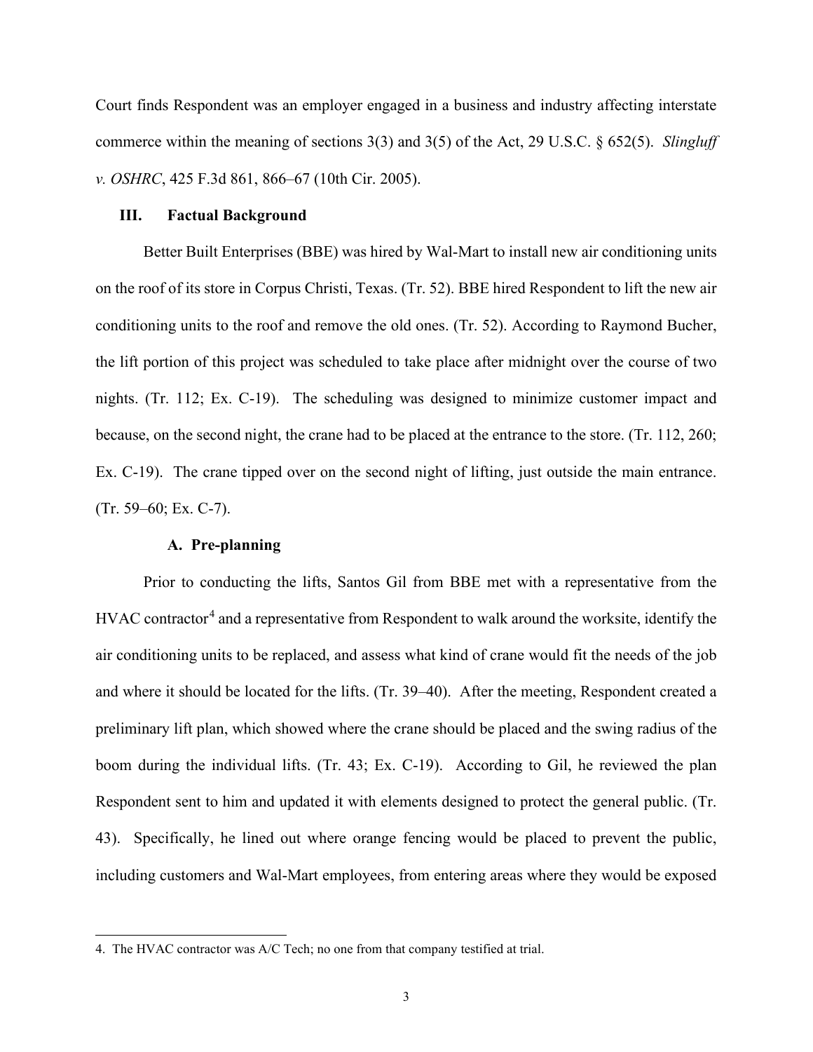Court finds Respondent was an employer engaged in a business and industry affecting interstate commerce within the meaning of sections 3(3) and 3(5) of the Act, 29 U.S.C. § 652(5). *Slingluff v. OSHRC*, 425 F.3d 861, 866–67 (10th Cir. 2005).

## III. Factual Background

Better Built Enterprises (BBE) was hired by Wal-Mart to install new air conditioning units on the roof of its store in Corpus Christi, Texas. (Tr. 52). BBE hired Respondent to lift the new air conditioning units to the roof and remove the old ones. (Tr. 52). According to Raymond Bucher, the lift portion of this project was scheduled to take place after midnight over the course of two nights. (Tr. 112; Ex. C-19). The scheduling was designed to minimize customer impact and because, on the second night, the crane had to be placed at the entrance to the store. (Tr. 112, 260; Ex. C-19). The crane tipped over on the second night of lifting, just outside the main entrance. (Tr. 59–60; Ex. C-7).

### A. Pre-planning

Prior to conducting the lifts, Santos Gil from BBE met with a representative from the HVAC contractor[4] and a representative from Respondent to walk around the worksite, identify the air conditioning units to be replaced, and assess what kind of crane would fit the needs of the job and where it should be located for the lifts. (Tr. 39–40). After the meeting, Respondent created a preliminary lift plan, which showed where the crane should be placed and the swing radius of the boom during the individual lifts. (Tr. 43; Ex. C-19). According to Gil, he reviewed the plan Respondent sent to him and updated it with elements designed to protect the general public. (Tr. 43). Specifically, he lined out where orange fencing would be placed to prevent the public, including customers and Wal-Mart employees, from entering areas where they would be exposed

4. The HVAC contractor was A/C Tech; no one from that company testified at trial.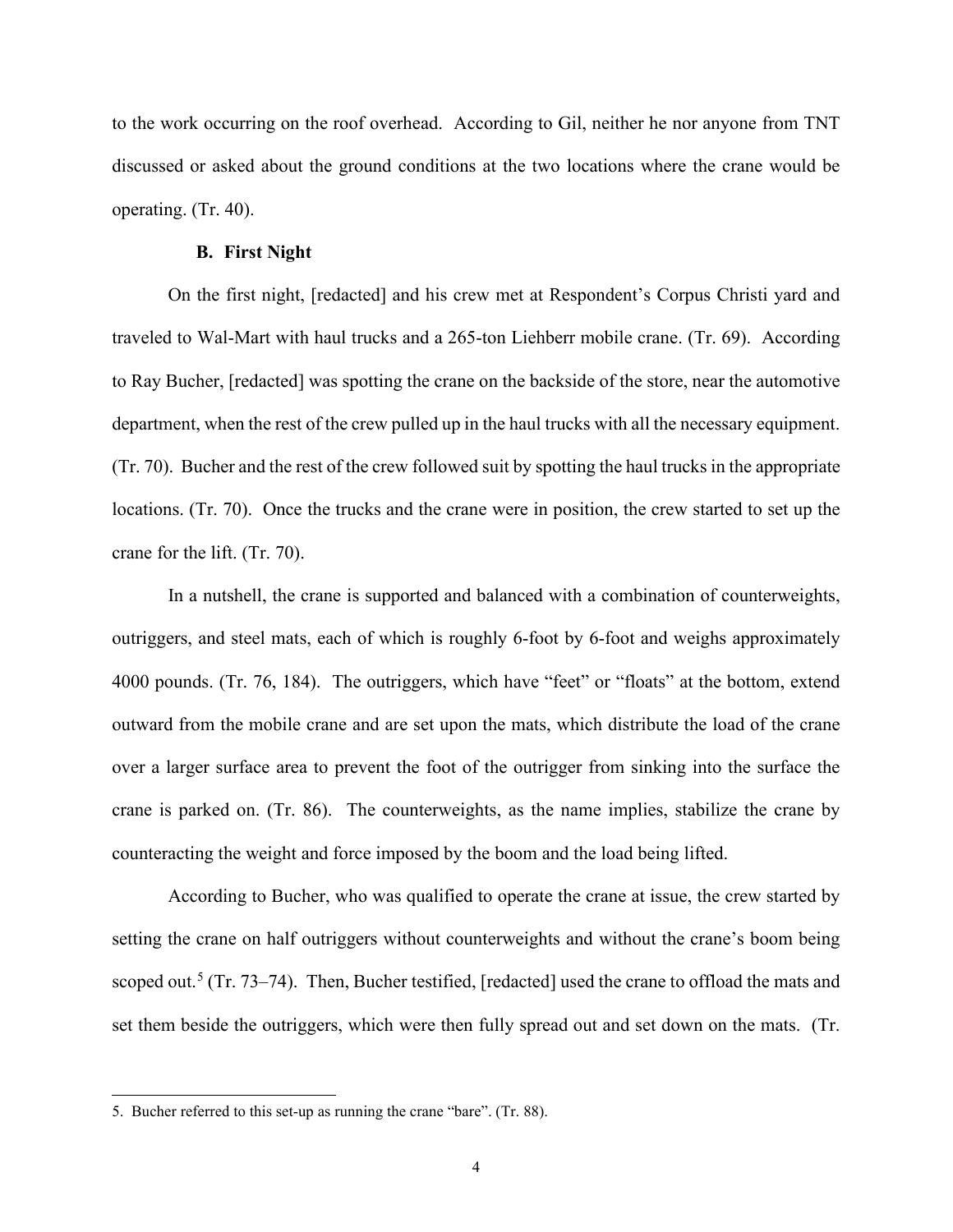to the work occurring on the roof overhead. According to Gil, neither he nor anyone from TNT discussed or asked about the ground conditions at the two locations where the crane would be operating. (Tr. 40).

### B. First Night

On the first night, [redacted] and his crew met at Respondent's Corpus Christi yard and traveled to Wal-Mart with haul trucks and a 265-ton Liehberr mobile crane. (Tr. 69). According to Ray Bucher, [redacted] was spotting the crane on the backside of the store, near the automotive department, when the rest of the crew pulled up in the haul trucks with all the necessary equipment. (Tr. 70). Bucher and the rest of the crew followed suit by spotting the haul trucks in the appropriate locations. (Tr. 70). Once the trucks and the crane were in position, the crew started to set up the crane for the lift. (Tr. 70).

In a nutshell, the crane is supported and balanced with a combination of counterweights, outriggers, and steel mats, each of which is roughly 6-foot by 6-foot and weighs approximately 4000 pounds. (Tr. 76, 184). The outriggers, which have "feet" or "floats" at the bottom, extend outward from the mobile crane and are set upon the mats, which distribute the load of the crane over a larger surface area to prevent the foot of the outrigger from sinking into the surface the crane is parked on. (Tr. 86). The counterweights, as the name implies, stabilize the crane by counteracting the weight and force imposed by the boom and the load being lifted.

According to Bucher, who was qualified to operate the crane at issue, the crew started by setting the crane on half outriggers without counterweights and without the crane's boom being scoped out.[5] (Tr. 73–74). Then, Bucher testified, [redacted] used the crane to offload the mats and set them beside the outriggers, which were then fully spread out and set down on the mats. (Tr.

5. Bucher referred to this set-up as running the crane "bare". (Tr. 88).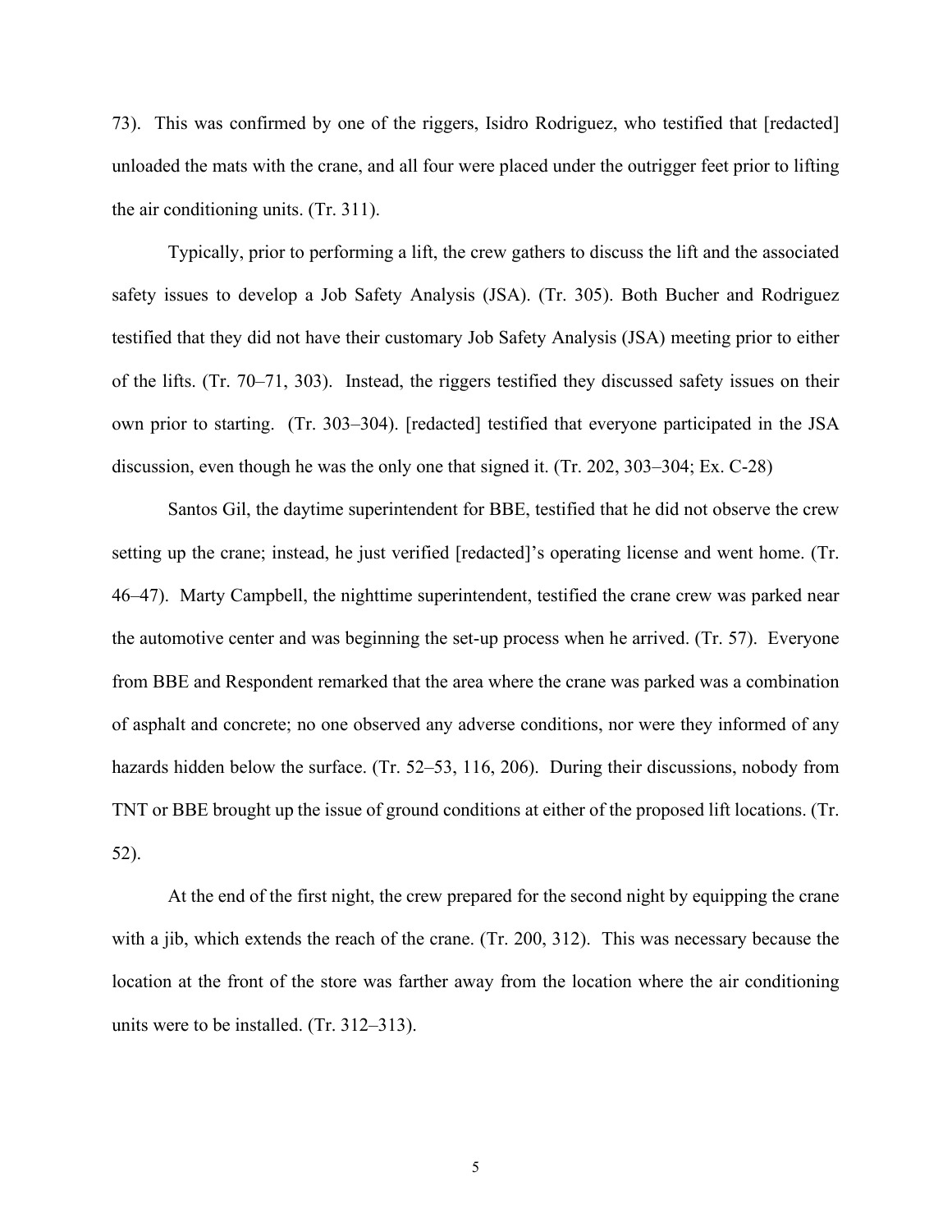73). This was confirmed by one of the riggers, Isidro Rodriguez, who testified that [redacted] unloaded the mats with the crane, and all four were placed under the outrigger feet prior to lifting the air conditioning units. (Tr. 311).

Typically, prior to performing a lift, the crew gathers to discuss the lift and the associated safety issues to develop a Job Safety Analysis (JSA). (Tr. 305). Both Bucher and Rodriguez testified that they did not have their customary Job Safety Analysis (JSA) meeting prior to either of the lifts. (Tr. 70–71, 303). Instead, the riggers testified they discussed safety issues on their own prior to starting. (Tr. 303–304). [redacted] testified that everyone participated in the JSA discussion, even though he was the only one that signed it. (Tr. 202, 303–304; Ex. C-28)

Santos Gil, the daytime superintendent for BBE, testified that he did not observe the crew setting up the crane; instead, he just verified [redacted]'s operating license and went home. (Tr. 46–47). Marty Campbell, the nighttime superintendent, testified the crane crew was parked near the automotive center and was beginning the set-up process when he arrived. (Tr. 57). Everyone from BBE and Respondent remarked that the area where the crane was parked was a combination of asphalt and concrete; no one observed any adverse conditions, nor were they informed of any hazards hidden below the surface. (Tr. 52–53, 116, 206). During their discussions, nobody from TNT or BBE brought up the issue of ground conditions at either of the proposed lift locations. (Tr. 52).

At the end of the first night, the crew prepared for the second night by equipping the crane with a jib, which extends the reach of the crane. (Tr. 200, 312). This was necessary because the location at the front of the store was farther away from the location where the air conditioning units were to be installed. (Tr. 312–313).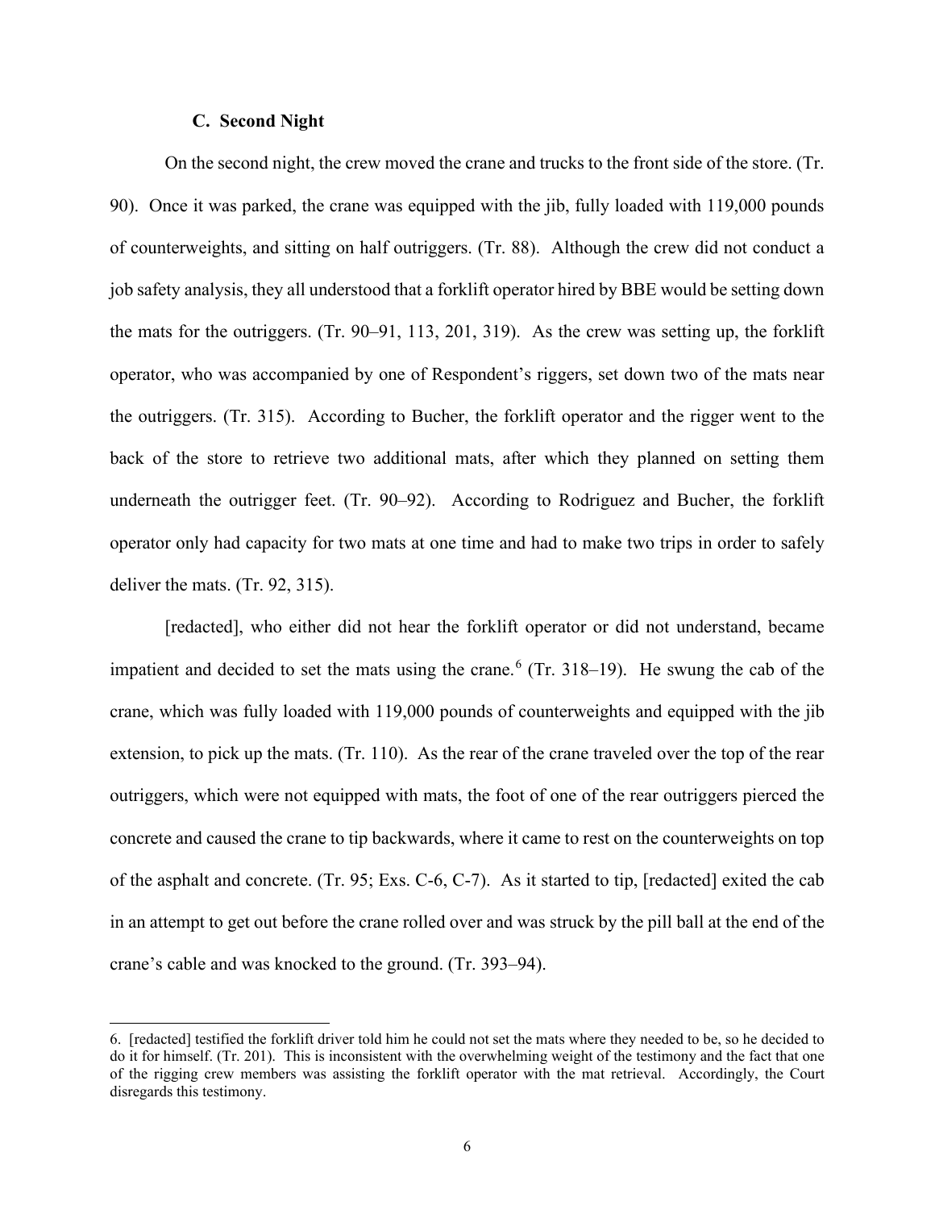### C. Second Night

On the second night, the crew moved the crane and trucks to the front side of the store. (Tr. 90). Once it was parked, the crane was equipped with the jib, fully loaded with 119,000 pounds of counterweights, and sitting on half outriggers. (Tr. 88). Although the crew did not conduct a job safety analysis, they all understood that a forklift operator hired by BBE would be setting down the mats for the outriggers. (Tr. 90–91, 113, 201, 319). As the crew was setting up, the forklift operator, who was accompanied by one of Respondent's riggers, set down two of the mats near the outriggers. (Tr. 315). According to Bucher, the forklift operator and the rigger went to the back of the store to retrieve two additional mats, after which they planned on setting them underneath the outrigger feet. (Tr. 90–92). According to Rodriguez and Bucher, the forklift operator only had capacity for two mats at one time and had to make two trips in order to safely deliver the mats. (Tr. 92, 315).

[redacted], who either did not hear the forklift operator or did not understand, became impatient and decided to set the mats using the crane.[6] (Tr. 318–19). He swung the cab of the crane, which was fully loaded with 119,000 pounds of counterweights and equipped with the jib extension, to pick up the mats. (Tr. 110). As the rear of the crane traveled over the top of the rear outriggers, which were not equipped with mats, the foot of one of the rear outriggers pierced the concrete and caused the crane to tip backwards, where it came to rest on the counterweights on top of the asphalt and concrete. (Tr. 95; Exs. C-6, C-7). As it started to tip, [redacted] exited the cab in an attempt to get out before the crane rolled over and was struck by the pill ball at the end of the crane's cable and was knocked to the ground. (Tr. 393–94).

---

6. [redacted] testified the forklift driver told him he could not set the mats where they needed to be, so he decided to do it for himself. (Tr. 201). This is inconsistent with the overwhelming weight of the testimony and the fact that one of the rigging crew members was assisting the forklift operator with the mat retrieval. Accordingly, the Court disregards this testimony.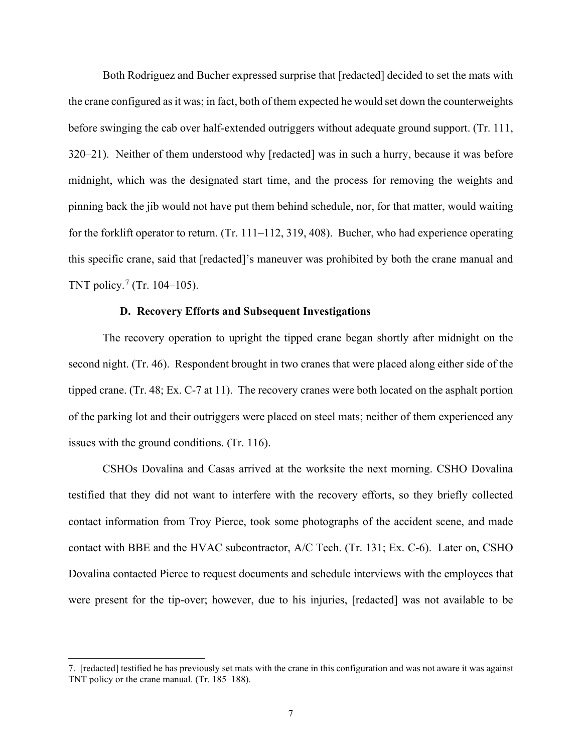Both Rodriguez and Bucher expressed surprise that [redacted] decided to set the mats with the crane configured as it was; in fact, both of them expected he would set down the counterweights before swinging the cab over half-extended outriggers without adequate ground support. (Tr. 111, 320–21). Neither of them understood why [redacted] was in such a hurry, because it was before midnight, which was the designated start time, and the process for removing the weights and pinning back the jib would not have put them behind schedule, nor, for that matter, would waiting for the forklift operator to return. (Tr. 111–112, 319, 408). Bucher, who had experience operating this specific crane, said that [redacted]'s maneuver was prohibited by both the crane manual and TNT policy.[7] (Tr. 104–105).

### D. Recovery Efforts and Subsequent Investigations

The recovery operation to upright the tipped crane began shortly after midnight on the second night. (Tr. 46). Respondent brought in two cranes that were placed along either side of the tipped crane. (Tr. 48; Ex. C-7 at 11). The recovery cranes were both located on the asphalt portion of the parking lot and their outriggers were placed on steel mats; neither of them experienced any issues with the ground conditions. (Tr. 116).

CSHOs Dovalina and Casas arrived at the worksite the next morning. CSHO Dovalina testified that they did not want to interfere with the recovery efforts, so they briefly collected contact information from Troy Pierce, took some photographs of the accident scene, and made contact with BBE and the HVAC subcontractor, A/C Tech. (Tr. 131; Ex. C-6). Later on, CSHO Dovalina contacted Pierce to request documents and schedule interviews with the employees that were present for the tip-over; however, due to his injuries, [redacted] was not available to be

---

7. [redacted] testified he has previously set mats with the crane in this configuration and was not aware it was against TNT policy or the crane manual. (Tr. 185–188).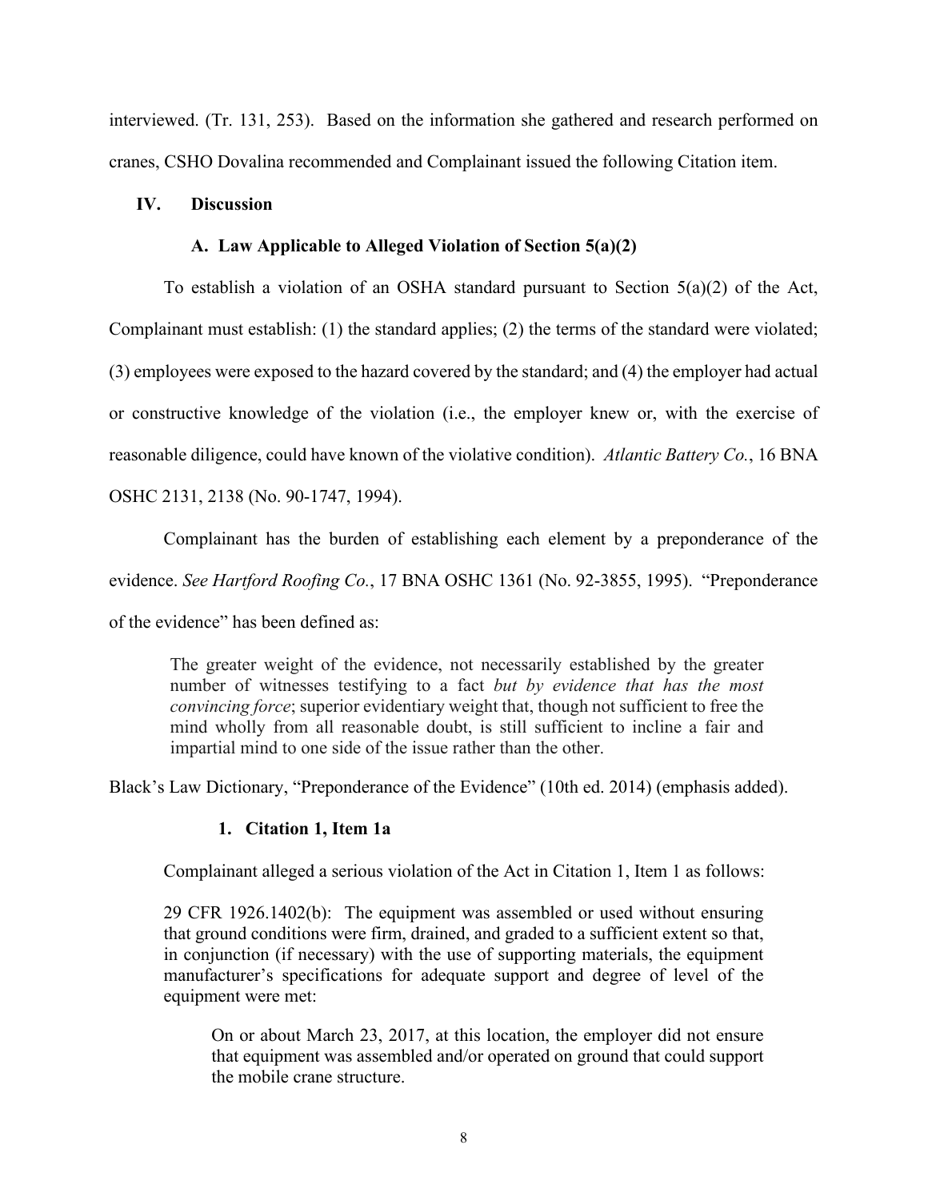interviewed. (Tr. 131, 253). Based on the information she gathered and research performed on cranes, CSHO Dovalina recommended and Complainant issued the following Citation item.

## IV. Discussion

### A. Law Applicable to Alleged Violation of Section 5(a)(2)

To establish a violation of an OSHA standard pursuant to Section 5(a)(2) of the Act, Complainant must establish: (1) the standard applies; (2) the terms of the standard were violated; (3) employees were exposed to the hazard covered by the standard; and (4) the employer had actual or constructive knowledge of the violation (i.e., the employer knew or, with the exercise of reasonable diligence, could have known of the violative condition). *Atlantic Battery Co.*, 16 BNA OSHC 2131, 2138 (No. 90-1747, 1994).

Complainant has the burden of establishing each element by a preponderance of the evidence. *See Hartford Roofing Co.*, 17 BNA OSHC 1361 (No. 92-3855, 1995). "Preponderance of the evidence" has been defined as:

> The greater weight of the evidence, not necessarily established by the greater number of witnesses testifying to a fact *but by evidence that has the most convincing force*; superior evidentiary weight that, though not sufficient to free the mind wholly from all reasonable doubt, is still sufficient to incline a fair and impartial mind to one side of the issue rather than the other.

Black's Law Dictionary, "Preponderance of the Evidence" (10th ed. 2014) (emphasis added).

#### 1. Citation 1, Item 1a

Complainant alleged a serious violation of the Act in Citation 1, Item 1 as follows:

> 29 CFR 1926.1402(b): The equipment was assembled or used without ensuring that ground conditions were firm, drained, and graded to a sufficient extent so that, in conjunction (if necessary) with the use of supporting materials, the equipment manufacturer's specifications for adequate support and degree of level of the equipment were met:
>
> > On or about March 23, 2017, at this location, the employer did not ensure that equipment was assembled and/or operated on ground that could support the mobile crane structure.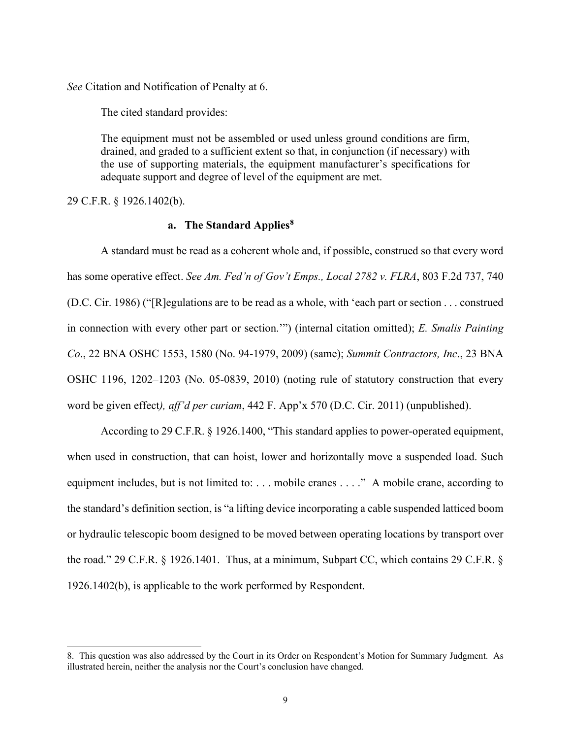*See* Citation and Notification of Penalty at 6.

The cited standard provides:

> The equipment must not be assembled or used unless ground conditions are firm, drained, and graded to a sufficient extent so that, in conjunction (if necessary) with the use of supporting materials, the equipment manufacturer's specifications for adequate support and degree of level of the equipment are met.

29 C.F.R. § 1926.1402(b).

#### a. The Standard Applies[8]

A standard must be read as a coherent whole and, if possible, construed so that every word has some operative effect. *See Am. Fed'n of Gov't Emps., Local 2782 v. FLRA*, 803 F.2d 737, 740 (D.C. Cir. 1986) ("[R]egulations are to be read as a whole, with 'each part or section . . . construed in connection with every other part or section.'") (internal citation omitted); *E. Smalis Painting Co*., 22 BNA OSHC 1553, 1580 (No. 94-1979, 2009) (same); *Summit Contractors, Inc*., 23 BNA OSHC 1196, 1202–1203 (No. 05-0839, 2010) (noting rule of statutory construction that every word be given effect*), aff'd per curiam*, 442 F. App'x 570 (D.C. Cir. 2011) (unpublished).

According to 29 C.F.R. § 1926.1400, "This standard applies to power-operated equipment, when used in construction, that can hoist, lower and horizontally move a suspended load. Such equipment includes, but is not limited to: . . . mobile cranes . . . ." A mobile crane, according to the standard's definition section, is "a lifting device incorporating a cable suspended latticed boom or hydraulic telescopic boom designed to be moved between operating locations by transport over the road." 29 C.F.R. § 1926.1401. Thus, at a minimum, Subpart CC, which contains 29 C.F.R. § 1926.1402(b), is applicable to the work performed by Respondent.

---

8. This question was also addressed by the Court in its Order on Respondent's Motion for Summary Judgment. As illustrated herein, neither the analysis nor the Court's conclusion have changed.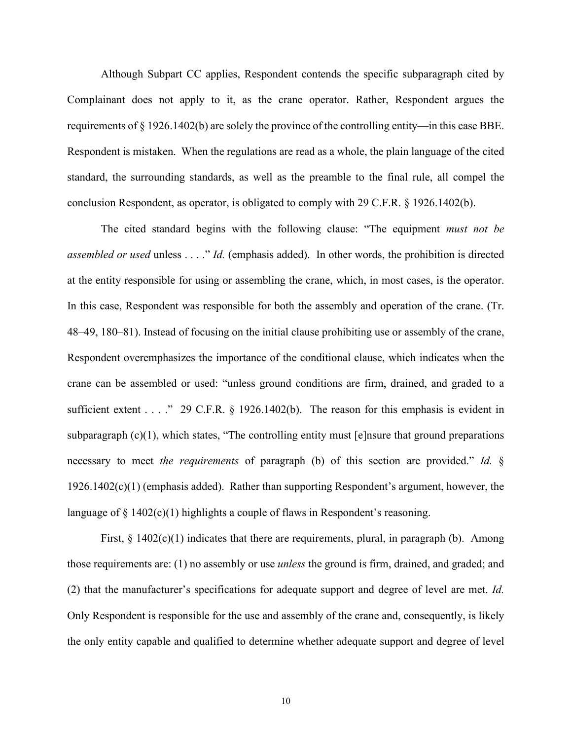Although Subpart CC applies, Respondent contends the specific subparagraph cited by Complainant does not apply to it, as the crane operator. Rather, Respondent argues the requirements of § 1926.1402(b) are solely the province of the controlling entity—in this case BBE. Respondent is mistaken. When the regulations are read as a whole, the plain language of the cited standard, the surrounding standards, as well as the preamble to the final rule, all compel the conclusion Respondent, as operator, is obligated to comply with 29 C.F.R. § 1926.1402(b).

The cited standard begins with the following clause: "The equipment *must not be assembled or used* unless . . . ." *Id.* (emphasis added). In other words, the prohibition is directed at the entity responsible for using or assembling the crane, which, in most cases, is the operator. In this case, Respondent was responsible for both the assembly and operation of the crane. (Tr. 48–49, 180–81). Instead of focusing on the initial clause prohibiting use or assembly of the crane, Respondent overemphasizes the importance of the conditional clause, which indicates when the crane can be assembled or used: "unless ground conditions are firm, drained, and graded to a sufficient extent . . . ." 29 C.F.R. § 1926.1402(b). The reason for this emphasis is evident in subparagraph (c)(1), which states, "The controlling entity must [e]nsure that ground preparations necessary to meet *the requirements* of paragraph (b) of this section are provided." *Id.* § 1926.1402(c)(1) (emphasis added). Rather than supporting Respondent's argument, however, the language of § 1402(c)(1) highlights a couple of flaws in Respondent's reasoning.

First, § 1402(c)(1) indicates that there are requirements, plural, in paragraph (b). Among those requirements are: (1) no assembly or use *unless* the ground is firm, drained, and graded; and (2) that the manufacturer's specifications for adequate support and degree of level are met. *Id.* Only Respondent is responsible for the use and assembly of the crane and, consequently, is likely the only entity capable and qualified to determine whether adequate support and degree of level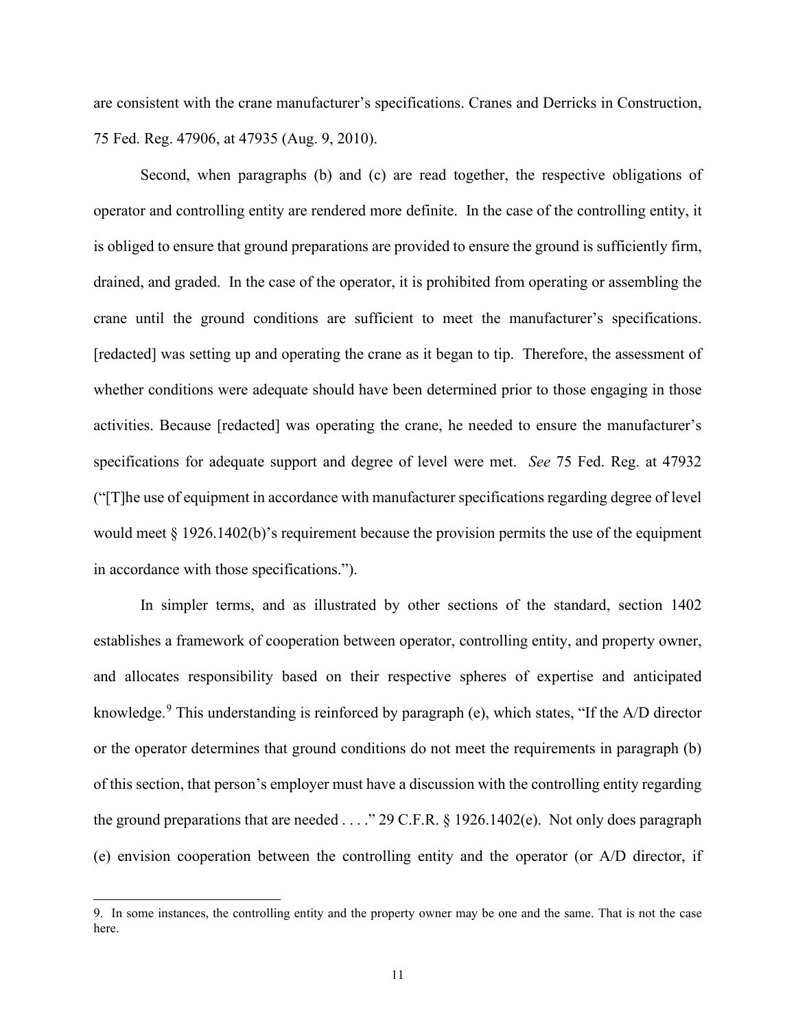are consistent with the crane manufacturer's specifications. Cranes and Derricks in Construction, 75 Fed. Reg. 47906, at 47935 (Aug. 9, 2010).

Second, when paragraphs (b) and (c) are read together, the respective obligations of operator and controlling entity are rendered more definite. In the case of the controlling entity, it is obliged to ensure that ground preparations are provided to ensure the ground is sufficiently firm, drained, and graded. In the case of the operator, it is prohibited from operating or assembling the crane until the ground conditions are sufficient to meet the manufacturer's specifications. [redacted] was setting up and operating the crane as it began to tip. Therefore, the assessment of whether conditions were adequate should have been determined prior to those engaging in those activities. Because [redacted] was operating the crane, he needed to ensure the manufacturer's specifications for adequate support and degree of level were met. *See* 75 Fed. Reg. at 47932 ("[T]he use of equipment in accordance with manufacturer specifications regarding degree of level would meet § 1926.1402(b)'s requirement because the provision permits the use of the equipment in accordance with those specifications.").

In simpler terms, and as illustrated by other sections of the standard, section 1402 establishes a framework of cooperation between operator, controlling entity, and property owner, and allocates responsibility based on their respective spheres of expertise and anticipated knowledge.[9] This understanding is reinforced by paragraph (e), which states, "If the A/D director or the operator determines that ground conditions do not meet the requirements in paragraph (b) of this section, that person's employer must have a discussion with the controlling entity regarding the ground preparations that are needed . . . ." 29 C.F.R. § 1926.1402(e). Not only does paragraph (e) envision cooperation between the controlling entity and the operator (or A/D director, if

9. In some instances, the controlling entity and the property owner may be one and the same. That is not the case here.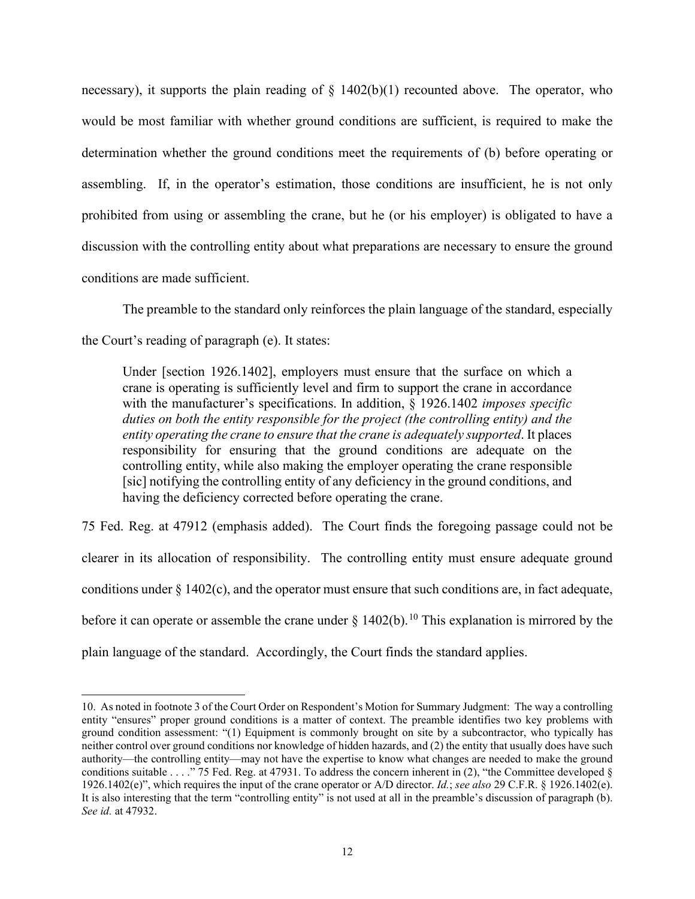necessary), it supports the plain reading of § 1402(b)(1) recounted above. The operator, who would be most familiar with whether ground conditions are sufficient, is required to make the determination whether the ground conditions meet the requirements of (b) before operating or assembling. If, in the operator's estimation, those conditions are insufficient, he is not only prohibited from using or assembling the crane, but he (or his employer) is obligated to have a discussion with the controlling entity about what preparations are necessary to ensure the ground conditions are made sufficient.

The preamble to the standard only reinforces the plain language of the standard, especially the Court's reading of paragraph (e). It states:

> Under [section 1926.1402], employers must ensure that the surface on which a crane is operating is sufficiently level and firm to support the crane in accordance with the manufacturer's specifications. In addition, § 1926.1402 *imposes specific duties on both the entity responsible for the project (the controlling entity) and the entity operating the crane to ensure that the crane is adequately supported*. It places responsibility for ensuring that the ground conditions are adequate on the controlling entity, while also making the employer operating the crane responsible [sic] notifying the controlling entity of any deficiency in the ground conditions, and having the deficiency corrected before operating the crane.

75 Fed. Reg. at 47912 (emphasis added). The Court finds the foregoing passage could not be clearer in its allocation of responsibility. The controlling entity must ensure adequate ground conditions under § 1402(c), and the operator must ensure that such conditions are, in fact adequate, before it can operate or assemble the crane under § 1402(b).[10] This explanation is mirrored by the plain language of the standard. Accordingly, the Court finds the standard applies.

---

10. As noted in footnote 3 of the Court Order on Respondent's Motion for Summary Judgment: The way a controlling entity "ensures" proper ground conditions is a matter of context. The preamble identifies two key problems with ground condition assessment: "(1) Equipment is commonly brought on site by a subcontractor, who typically has neither control over ground conditions nor knowledge of hidden hazards, and (2) the entity that usually does have such authority—the controlling entity—may not have the expertise to know what changes are needed to make the ground conditions suitable . . . ." 75 Fed. Reg. at 47931. To address the concern inherent in (2), "the Committee developed § 1926.1402(e)", which requires the input of the crane operator or A/D director. *Id.*; *see also* 29 C.F.R. § 1926.1402(e). It is also interesting that the term "controlling entity" is not used at all in the preamble's discussion of paragraph (b). *See id.* at 47932.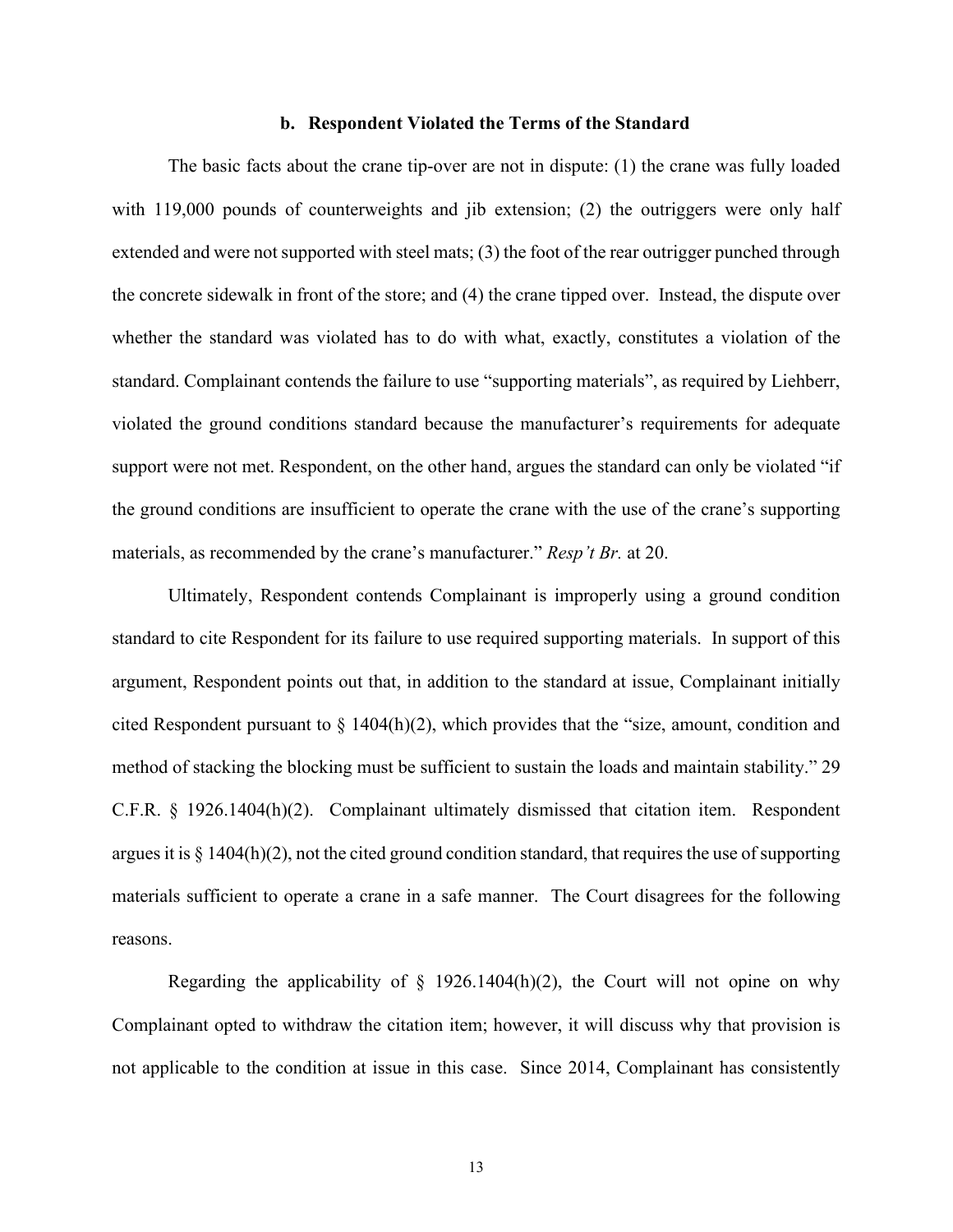### b. Respondent Violated the Terms of the Standard

The basic facts about the crane tip-over are not in dispute: (1) the crane was fully loaded with 119,000 pounds of counterweights and jib extension; (2) the outriggers were only half extended and were not supported with steel mats; (3) the foot of the rear outrigger punched through the concrete sidewalk in front of the store; and (4) the crane tipped over. Instead, the dispute over whether the standard was violated has to do with what, exactly, constitutes a violation of the standard. Complainant contends the failure to use "supporting materials", as required by Liehberr, violated the ground conditions standard because the manufacturer's requirements for adequate support were not met. Respondent, on the other hand, argues the standard can only be violated "if the ground conditions are insufficient to operate the crane with the use of the crane's supporting materials, as recommended by the crane's manufacturer." *Resp't Br.* at 20.

Ultimately, Respondent contends Complainant is improperly using a ground condition standard to cite Respondent for its failure to use required supporting materials. In support of this argument, Respondent points out that, in addition to the standard at issue, Complainant initially cited Respondent pursuant to § 1404(h)(2), which provides that the "size, amount, condition and method of stacking the blocking must be sufficient to sustain the loads and maintain stability." 29 C.F.R. § 1926.1404(h)(2). Complainant ultimately dismissed that citation item. Respondent argues it is § 1404(h)(2), not the cited ground condition standard, that requires the use of supporting materials sufficient to operate a crane in a safe manner. The Court disagrees for the following reasons.

Regarding the applicability of § 1926.1404(h)(2), the Court will not opine on why Complainant opted to withdraw the citation item; however, it will discuss why that provision is not applicable to the condition at issue in this case. Since 2014, Complainant has consistently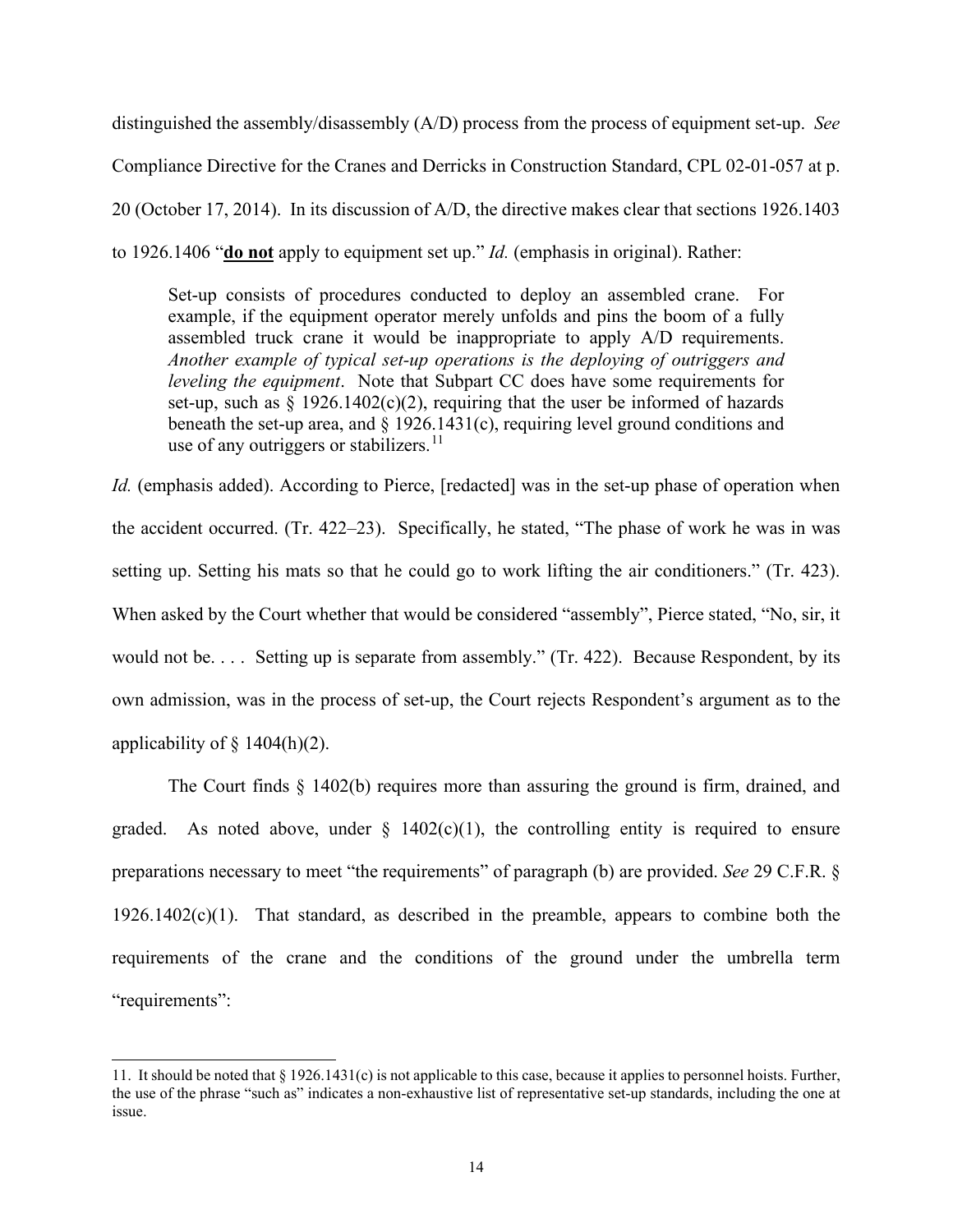distinguished the assembly/disassembly (A/D) process from the process of equipment set-up. *See* Compliance Directive for the Cranes and Derricks in Construction Standard, CPL 02-01-057 at p. 20 (October 17, 2014). In its discussion of A/D, the directive makes clear that sections 1926.1403 to 1926.1406 "**do not**" apply to equipment set up." *Id.* (emphasis in original). Rather:

> Set-up consists of procedures conducted to deploy an assembled crane. For example, if the equipment operator merely unfolds and pins the boom of a fully assembled truck crane it would be inappropriate to apply A/D requirements. *Another example of typical set-up operations is the deploying of outriggers and leveling the equipment*. Note that Subpart CC does have some requirements for set-up, such as § 1926.1402(c)(2), requiring that the user be informed of hazards beneath the set-up area, and § 1926.1431(c), requiring level ground conditions and use of any outriggers or stabilizers.[11]

*Id.* (emphasis added). According to Pierce, [redacted] was in the set-up phase of operation when the accident occurred. (Tr. 422–23). Specifically, he stated, "The phase of work he was in was setting up. Setting his mats so that he could go to work lifting the air conditioners." (Tr. 423). When asked by the Court whether that would be considered "assembly", Pierce stated, "No, sir, it would not be. . . . Setting up is separate from assembly." (Tr. 422). Because Respondent, by its own admission, was in the process of set-up, the Court rejects Respondent's argument as to the applicability of § 1404(h)(2).

The Court finds § 1402(b) requires more than assuring the ground is firm, drained, and graded. As noted above, under § 1402(c)(1), the controlling entity is required to ensure preparations necessary to meet "the requirements" of paragraph (b) are provided. *See* 29 C.F.R. § 1926.1402(c)(1). That standard, as described in the preamble, appears to combine both the requirements of the crane and the conditions of the ground under the umbrella term "requirements":

---

11. It should be noted that § 1926.1431(c) is not applicable to this case, because it applies to personnel hoists. Further, the use of the phrase "such as" indicates a non-exhaustive list of representative set-up standards, including the one at issue.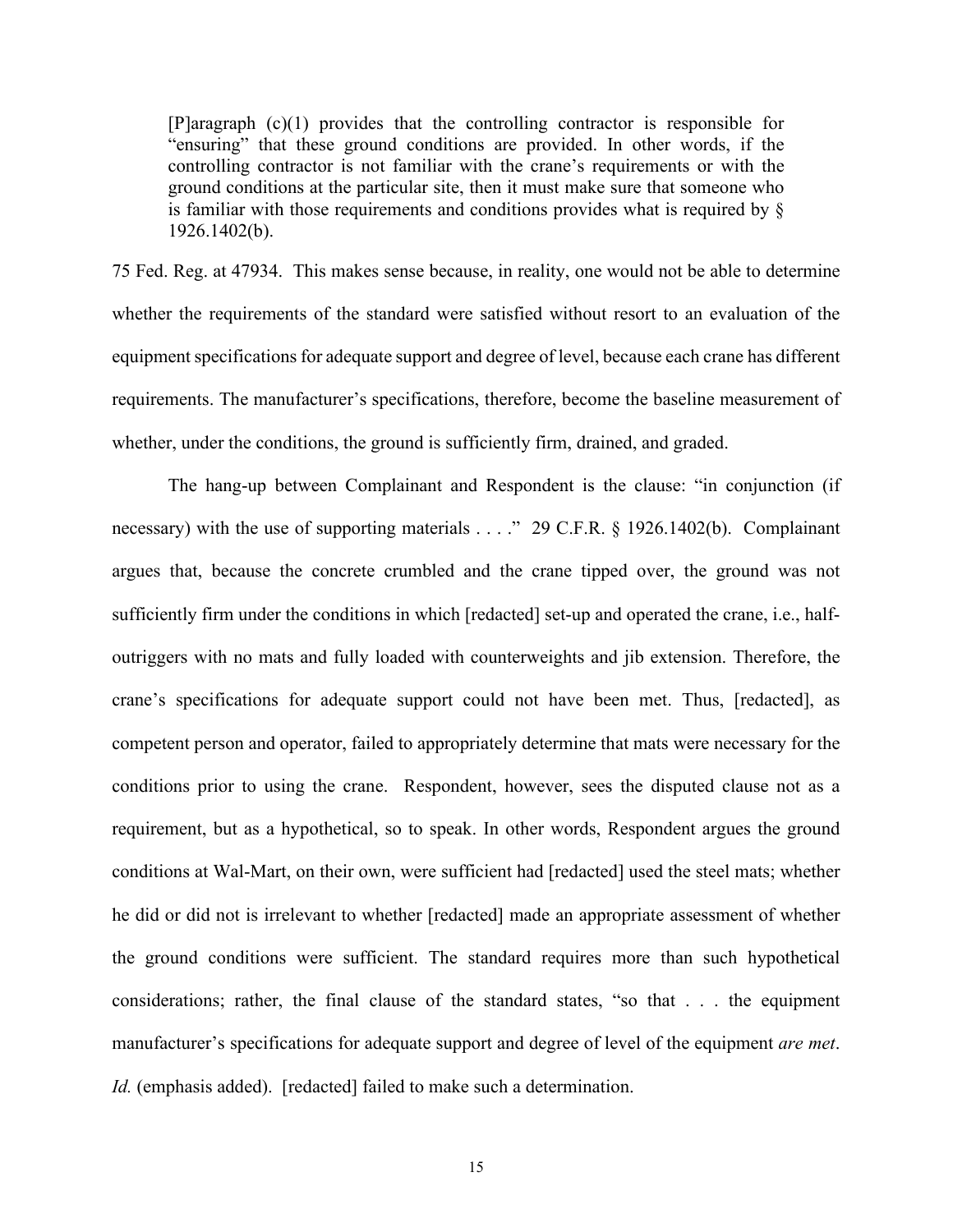> [P]aragraph (c)(1) provides that the controlling contractor is responsible for "ensuring" that these ground conditions are provided. In other words, if the controlling contractor is not familiar with the crane's requirements or with the ground conditions at the particular site, then it must make sure that someone who is familiar with those requirements and conditions provides what is required by § 1926.1402(b).

75 Fed. Reg. at 47934. This makes sense because, in reality, one would not be able to determine whether the requirements of the standard were satisfied without resort to an evaluation of the equipment specifications for adequate support and degree of level, because each crane has different requirements. The manufacturer's specifications, therefore, become the baseline measurement of whether, under the conditions, the ground is sufficiently firm, drained, and graded.

The hang-up between Complainant and Respondent is the clause: "in conjunction (if necessary) with the use of supporting materials . . . ." 29 C.F.R. § 1926.1402(b). Complainant argues that, because the concrete crumbled and the crane tipped over, the ground was not sufficiently firm under the conditions in which [redacted] set-up and operated the crane, i.e., half-outriggers with no mats and fully loaded with counterweights and jib extension. Therefore, the crane's specifications for adequate support could not have been met. Thus, [redacted], as competent person and operator, failed to appropriately determine that mats were necessary for the conditions prior to using the crane. Respondent, however, sees the disputed clause not as a requirement, but as a hypothetical, so to speak. In other words, Respondent argues the ground conditions at Wal-Mart, on their own, were sufficient had [redacted] used the steel mats; whether he did or did not is irrelevant to whether [redacted] made an appropriate assessment of whether the ground conditions were sufficient. The standard requires more than such hypothetical considerations; rather, the final clause of the standard states, "so that . . . the equipment manufacturer's specifications for adequate support and degree of level of the equipment *are met*. *Id.* (emphasis added). [redacted] failed to make such a determination.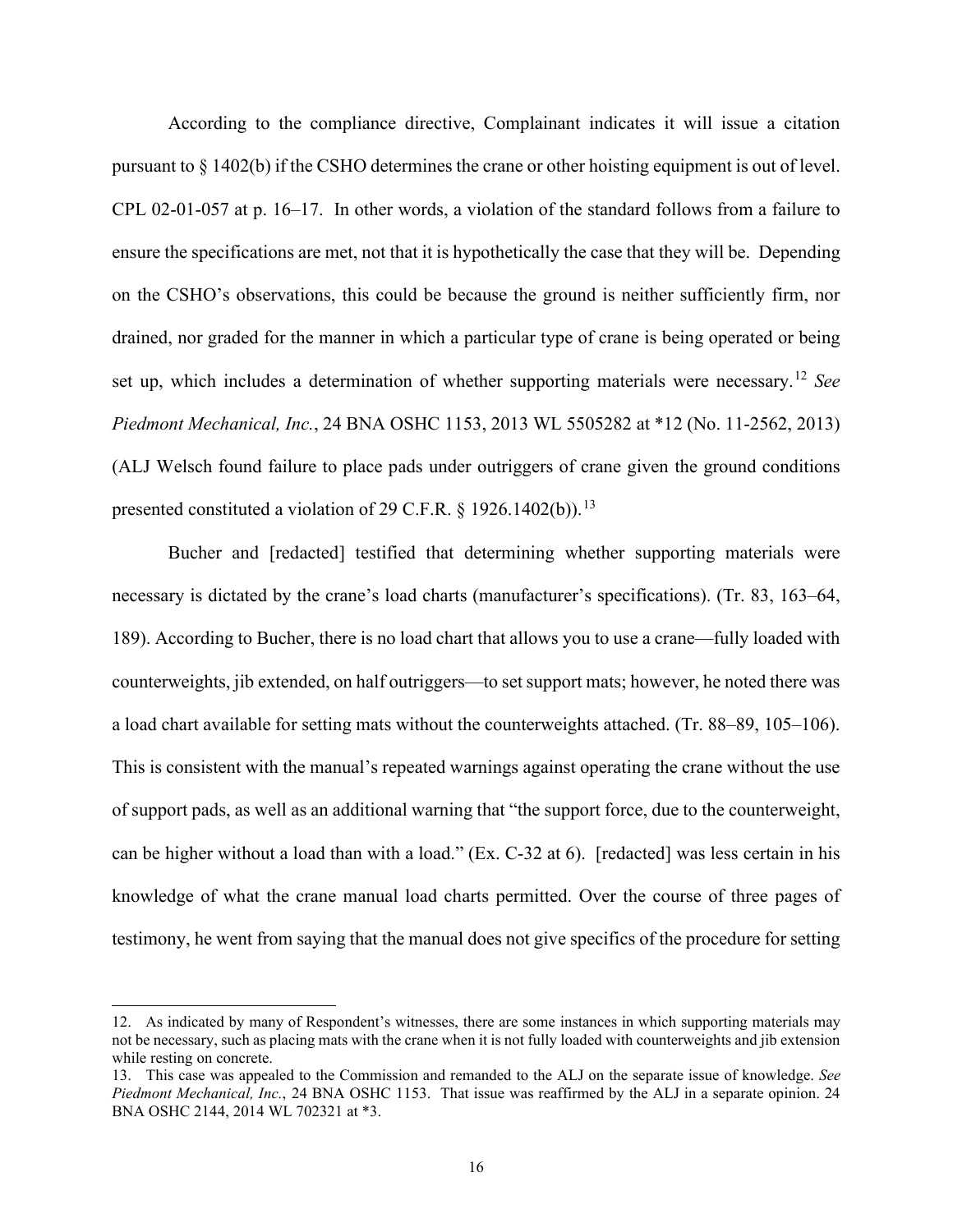According to the compliance directive, Complainant indicates it will issue a citation pursuant to § 1402(b) if the CSHO determines the crane or other hoisting equipment is out of level. CPL 02-01-057 at p. 16–17. In other words, a violation of the standard follows from a failure to ensure the specifications are met, not that it is hypothetically the case that they will be. Depending on the CSHO's observations, this could be because the ground is neither sufficiently firm, nor drained, nor graded for the manner in which a particular type of crane is being operated or being set up, which includes a determination of whether supporting materials were necessary.[12] *See Piedmont Mechanical, Inc.*, 24 BNA OSHC 1153, 2013 WL 5505282 at *12 (No. 11-2562, 2013) (ALJ Welsch found failure to place pads under outriggers of crane given the ground conditions presented constituted a violation of 29 C.F.R. § 1926.1402(b)).[13]

Bucher and [redacted] testified that determining whether supporting materials were necessary is dictated by the crane's load charts (manufacturer's specifications). (Tr. 83, 163–64, 189). According to Bucher, there is no load chart that allows you to use a crane—fully loaded with counterweights, jib extended, on half outriggers—to set support mats; however, he noted there was a load chart available for setting mats without the counterweights attached. (Tr. 88–89, 105–106). This is consistent with the manual's repeated warnings against operating the crane without the use of support pads, as well as an additional warning that "the support force, due to the counterweight, can be higher without a load than with a load." (Ex. C-32 at 6). [redacted] was less certain in his knowledge of what the crane manual load charts permitted. Over the course of three pages of testimony, he went from saying that the manual does not give specifics of the procedure for setting

---

12. As indicated by many of Respondent's witnesses, there are some instances in which supporting materials may not be necessary, such as placing mats with the crane when it is not fully loaded with counterweights and jib extension while resting on concrete.

13. This case was appealed to the Commission and remanded to the ALJ on the separate issue of knowledge. *See Piedmont Mechanical, Inc.*, 24 BNA OSHC 1153. That issue was reaffirmed by the ALJ in a separate opinion. 24 BNA OSHC 2144, 2014 WL 702321 at *3.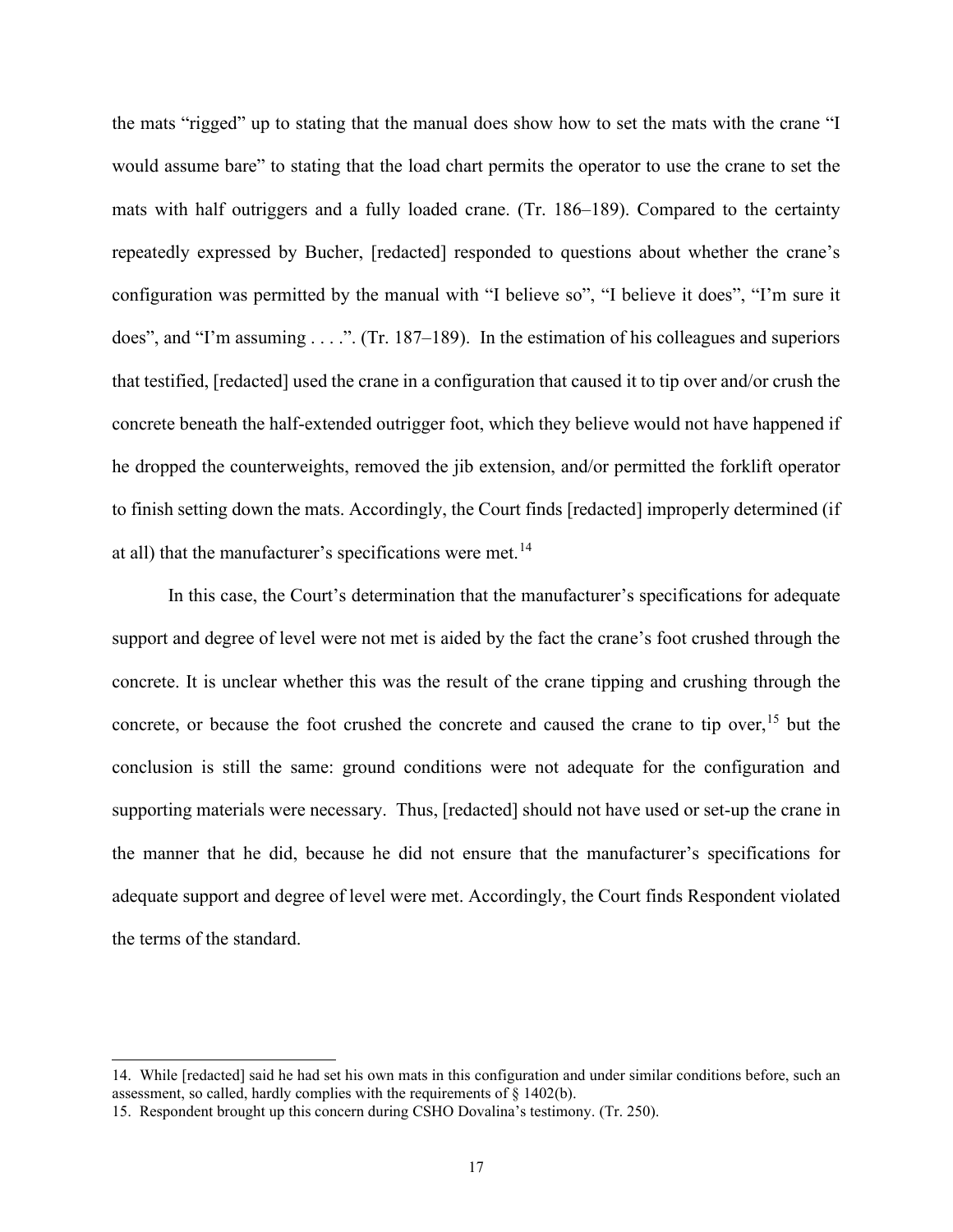the mats "rigged" up to stating that the manual does show how to set the mats with the crane "I would assume bare" to stating that the load chart permits the operator to use the crane to set the mats with half outriggers and a fully loaded crane. (Tr. 186–189). Compared to the certainty repeatedly expressed by Bucher, [redacted] responded to questions about whether the crane's configuration was permitted by the manual with "I believe so", "I believe it does", "I'm sure it does", and "I'm assuming . . . .". (Tr. 187–189). In the estimation of his colleagues and superiors that testified, [redacted] used the crane in a configuration that caused it to tip over and/or crush the concrete beneath the half-extended outrigger foot, which they believe would not have happened if he dropped the counterweights, removed the jib extension, and/or permitted the forklift operator to finish setting down the mats. Accordingly, the Court finds [redacted] improperly determined (if at all) that the manufacturer's specifications were met.[14]

In this case, the Court's determination that the manufacturer's specifications for adequate support and degree of level were not met is aided by the fact the crane's foot crushed through the concrete. It is unclear whether this was the result of the crane tipping and crushing through the concrete, or because the foot crushed the concrete and caused the crane to tip over,[15] but the conclusion is still the same: ground conditions were not adequate for the configuration and supporting materials were necessary. Thus, [redacted] should not have used or set-up the crane in the manner that he did, because he did not ensure that the manufacturer's specifications for adequate support and degree of level were met. Accordingly, the Court finds Respondent violated the terms of the standard.

---

14. While [redacted] said he had set his own mats in this configuration and under similar conditions before, such an assessment, so called, hardly complies with the requirements of § 1402(b).

15. Respondent brought up this concern during CSHO Dovalina's testimony. (Tr. 250).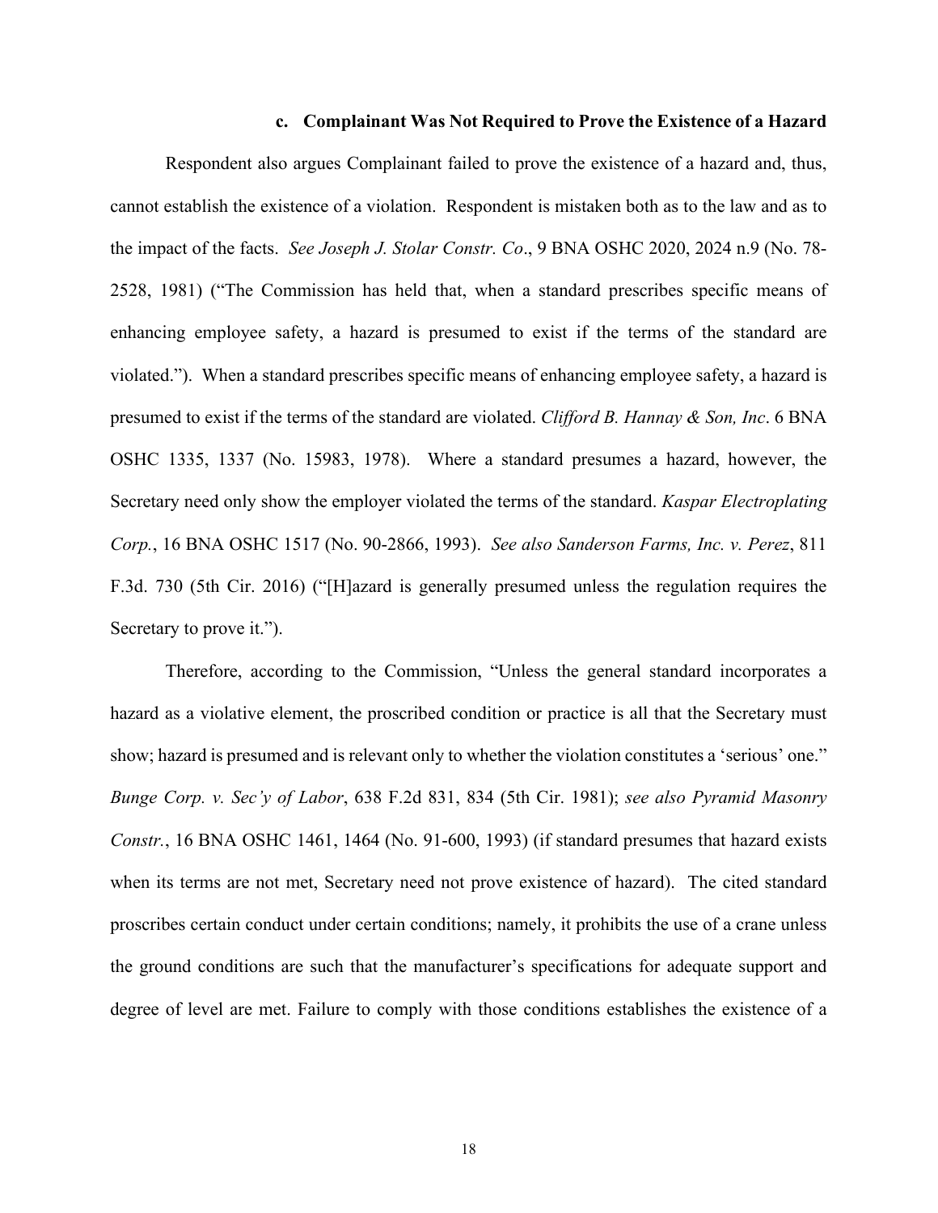#### c. Complainant Was Not Required to Prove the Existence of a Hazard

Respondent also argues Complainant failed to prove the existence of a hazard and, thus, cannot establish the existence of a violation. Respondent is mistaken both as to the law and as to the impact of the facts. *See Joseph J. Stolar Constr. Co*., 9 BNA OSHC 2020, 2024 n.9 (No. 78-2528, 1981) ("The Commission has held that, when a standard prescribes specific means of enhancing employee safety, a hazard is presumed to exist if the terms of the standard are violated."). When a standard prescribes specific means of enhancing employee safety, a hazard is presumed to exist if the terms of the standard are violated. *Clifford B. Hannay & Son, Inc*. 6 BNA OSHC 1335, 1337 (No. 15983, 1978). Where a standard presumes a hazard, however, the Secretary need only show the employer violated the terms of the standard. *Kaspar Electroplating Corp.*, 16 BNA OSHC 1517 (No. 90-2866, 1993). *See also Sanderson Farms, Inc. v. Perez*, 811 F.3d. 730 (5th Cir. 2016) ("[H]azard is generally presumed unless the regulation requires the Secretary to prove it.").

Therefore, according to the Commission, "Unless the general standard incorporates a hazard as a violative element, the proscribed condition or practice is all that the Secretary must show; hazard is presumed and is relevant only to whether the violation constitutes a 'serious' one." *Bunge Corp. v. Sec'y of Labor*, 638 F.2d 831, 834 (5th Cir. 1981); *see also Pyramid Masonry Constr.*, 16 BNA OSHC 1461, 1464 (No. 91-600, 1993) (if standard presumes that hazard exists when its terms are not met, Secretary need not prove existence of hazard). The cited standard proscribes certain conduct under certain conditions; namely, it prohibits the use of a crane unless the ground conditions are such that the manufacturer's specifications for adequate support and degree of level are met. Failure to comply with those conditions establishes the existence of a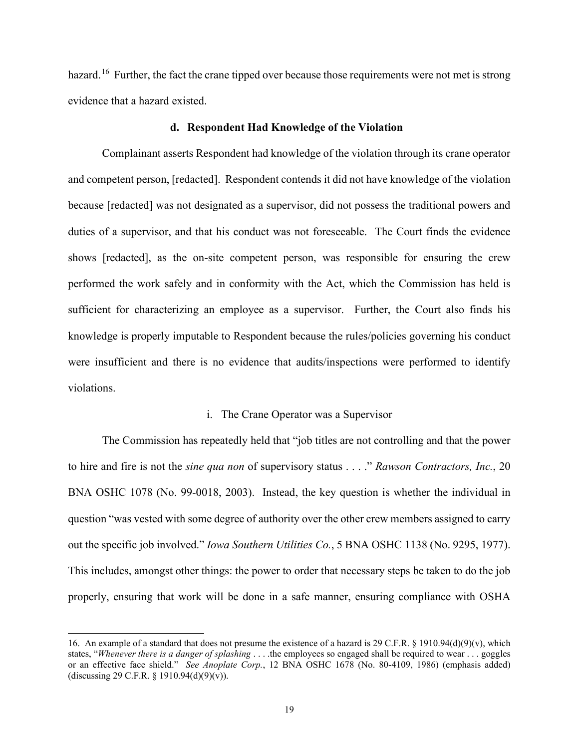hazard.[16] Further, the fact the crane tipped over because those requirements were not met is strong evidence that a hazard existed.

### d. Respondent Had Knowledge of the Violation

Complainant asserts Respondent had knowledge of the violation through its crane operator and competent person, [redacted]. Respondent contends it did not have knowledge of the violation because [redacted] was not designated as a supervisor, did not possess the traditional powers and duties of a supervisor, and that his conduct was not foreseeable. The Court finds the evidence shows [redacted], as the on-site competent person, was responsible for ensuring the crew performed the work safely and in conformity with the Act, which the Commission has held is sufficient for characterizing an employee as a supervisor. Further, the Court also finds his knowledge is properly imputable to Respondent because the rules/policies governing his conduct were insufficient and there is no evidence that audits/inspections were performed to identify violations.

#### i. The Crane Operator was a Supervisor

The Commission has repeatedly held that "job titles are not controlling and that the power to hire and fire is not the *sine qua non* of supervisory status . . . ." *Rawson Contractors, Inc.*, 20 BNA OSHC 1078 (No. 99-0018, 2003). Instead, the key question is whether the individual in question "was vested with some degree of authority over the other crew members assigned to carry out the specific job involved." *Iowa Southern Utilities Co.*, 5 BNA OSHC 1138 (No. 9295, 1977). This includes, amongst other things: the power to order that necessary steps be taken to do the job properly, ensuring that work will be done in a safe manner, ensuring compliance with OSHA

---

16. An example of a standard that does not presume the existence of a hazard is 29 C.F.R. § 1910.94(d)(9)(v), which states, "*Whenever there is a danger of splashing* . . . .the employees so engaged shall be required to wear . . . goggles or an effective face shield." *See Anoplate Corp.*, 12 BNA OSHC 1678 (No. 80-4109, 1986) (emphasis added) (discussing 29 C.F.R. § 1910.94(d)(9)(v)).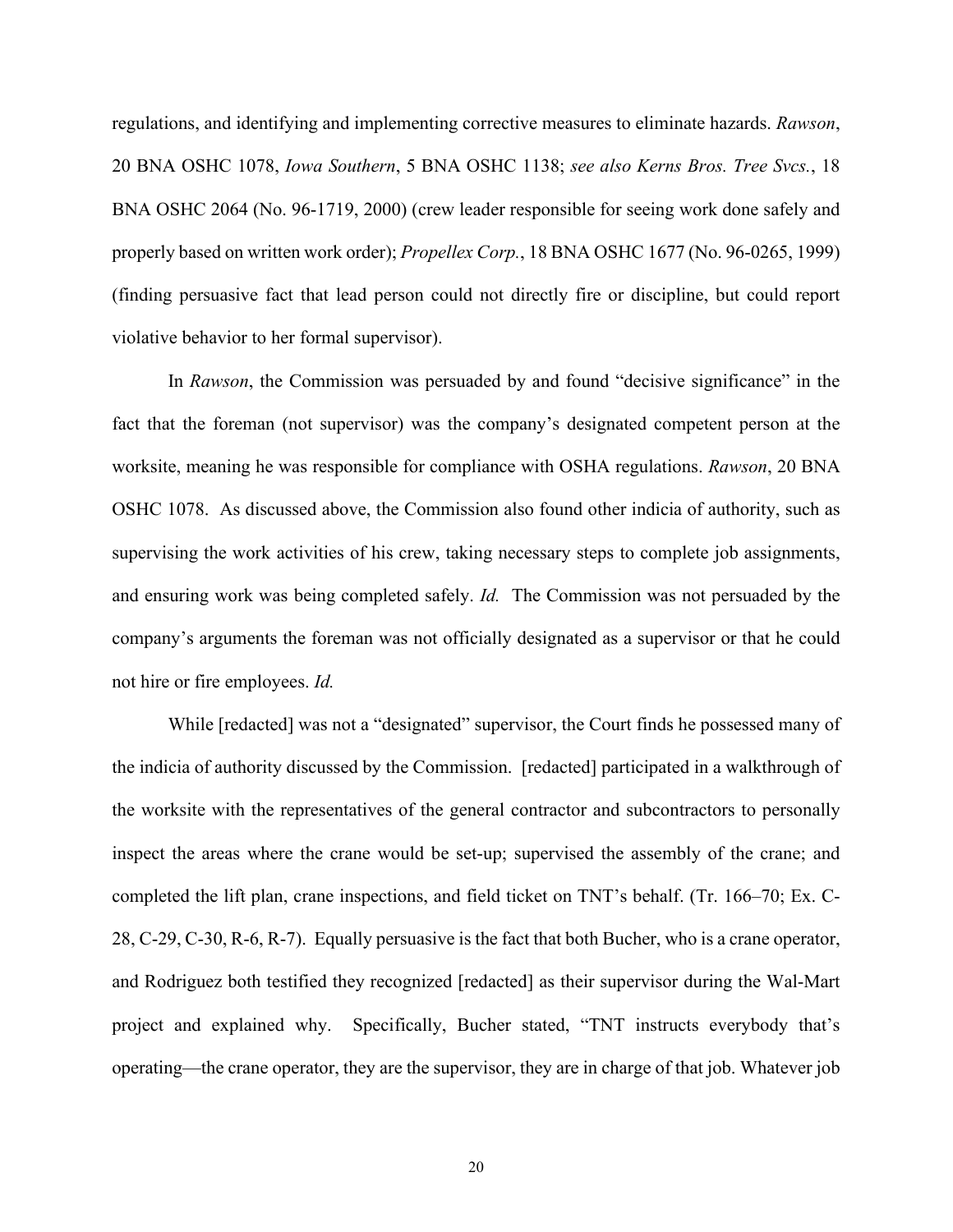regulations, and identifying and implementing corrective measures to eliminate hazards. *Rawson*, 20 BNA OSHC 1078, *Iowa Southern*, 5 BNA OSHC 1138; *see also Kerns Bros. Tree Svcs.*, 18 BNA OSHC 2064 (No. 96-1719, 2000) (crew leader responsible for seeing work done safely and properly based on written work order); *Propellex Corp.*, 18 BNA OSHC 1677 (No. 96-0265, 1999) (finding persuasive fact that lead person could not directly fire or discipline, but could report violative behavior to her formal supervisor).

In *Rawson*, the Commission was persuaded by and found "decisive significance" in the fact that the foreman (not supervisor) was the company's designated competent person at the worksite, meaning he was responsible for compliance with OSHA regulations. *Rawson*, 20 BNA OSHC 1078. As discussed above, the Commission also found other indicia of authority, such as supervising the work activities of his crew, taking necessary steps to complete job assignments, and ensuring work was being completed safely. *Id.* The Commission was not persuaded by the company's arguments the foreman was not officially designated as a supervisor or that he could not hire or fire employees. *Id.*

While [redacted] was not a "designated" supervisor, the Court finds he possessed many of the indicia of authority discussed by the Commission. [redacted] participated in a walkthrough of the worksite with the representatives of the general contractor and subcontractors to personally inspect the areas where the crane would be set-up; supervised the assembly of the crane; and completed the lift plan, crane inspections, and field ticket on TNT's behalf. (Tr. 166–70; Ex. C-28, C-29, C-30, R-6, R-7). Equally persuasive is the fact that both Bucher, who is a crane operator, and Rodriguez both testified they recognized [redacted] as their supervisor during the Wal-Mart project and explained why. Specifically, Bucher stated, "TNT instructs everybody that's operating—the crane operator, they are the supervisor, they are in charge of that job. Whatever job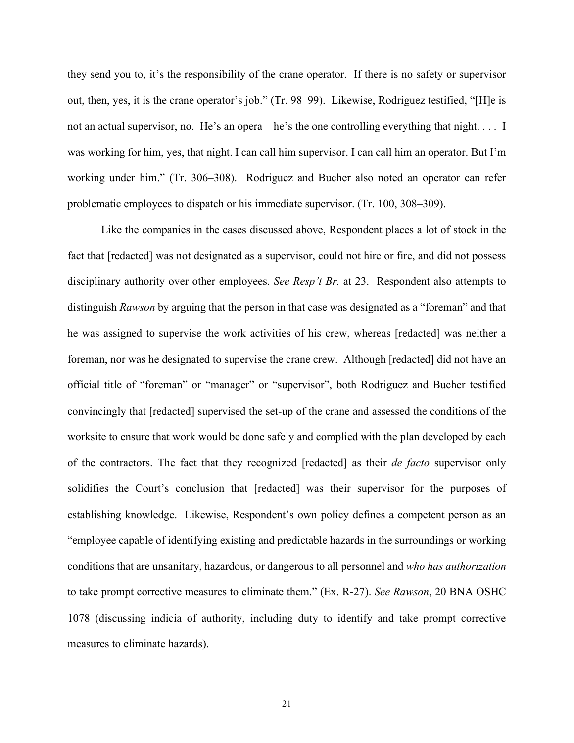they send you to, it's the responsibility of the crane operator. If there is no safety or supervisor out, then, yes, it is the crane operator's job." (Tr. 98–99). Likewise, Rodriguez testified, "[H]e is not an actual supervisor, no. He's an opera—he's the one controlling everything that night. . . . I was working for him, yes, that night. I can call him supervisor. I can call him an operator. But I'm working under him." (Tr. 306–308). Rodriguez and Bucher also noted an operator can refer problematic employees to dispatch or his immediate supervisor. (Tr. 100, 308–309).

Like the companies in the cases discussed above, Respondent places a lot of stock in the fact that [redacted] was not designated as a supervisor, could not hire or fire, and did not possess disciplinary authority over other employees. *See Resp't Br.* at 23. Respondent also attempts to distinguish *Rawson* by arguing that the person in that case was designated as a "foreman" and that he was assigned to supervise the work activities of his crew, whereas [redacted] was neither a foreman, nor was he designated to supervise the crane crew. Although [redacted] did not have an official title of "foreman" or "manager" or "supervisor", both Rodriguez and Bucher testified convincingly that [redacted] supervised the set-up of the crane and assessed the conditions of the worksite to ensure that work would be done safely and complied with the plan developed by each of the contractors. The fact that they recognized [redacted] as their *de facto* supervisor only solidifies the Court's conclusion that [redacted] was their supervisor for the purposes of establishing knowledge. Likewise, Respondent's own policy defines a competent person as an "employee capable of identifying existing and predictable hazards in the surroundings or working conditions that are unsanitary, hazardous, or dangerous to all personnel and *who has authorization* to take prompt corrective measures to eliminate them." (Ex. R-27). *See Rawson*, 20 BNA OSHC 1078 (discussing indicia of authority, including duty to identify and take prompt corrective measures to eliminate hazards).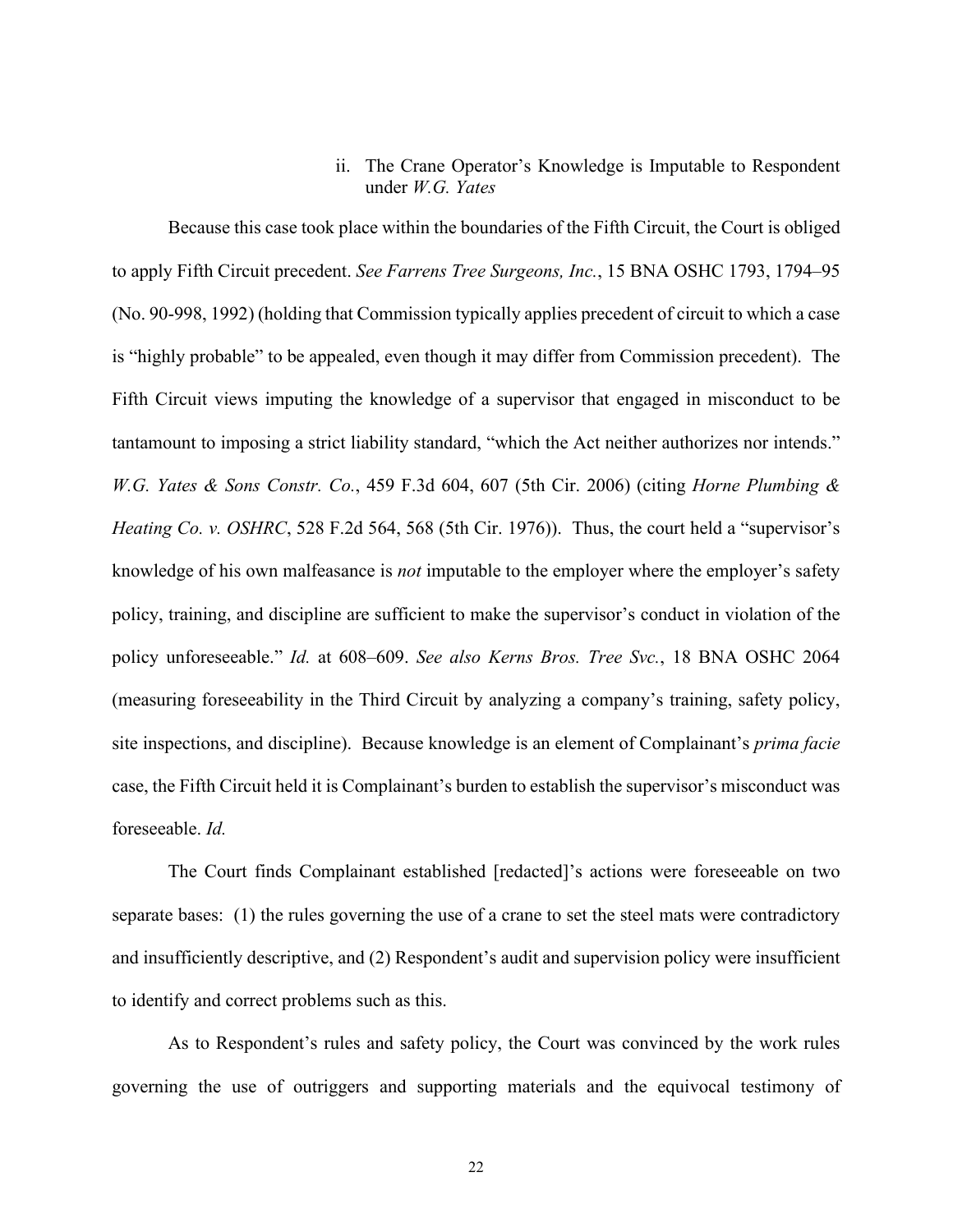#### ii. The Crane Operator's Knowledge is Imputable to Respondent under *W.G. Yates*

Because this case took place within the boundaries of the Fifth Circuit, the Court is obliged to apply Fifth Circuit precedent. *See Farrens Tree Surgeons, Inc.*, 15 BNA OSHC 1793, 1794–95 (No. 90-998, 1992) (holding that Commission typically applies precedent of circuit to which a case is "highly probable" to be appealed, even though it may differ from Commission precedent). The Fifth Circuit views imputing the knowledge of a supervisor that engaged in misconduct to be tantamount to imposing a strict liability standard, "which the Act neither authorizes nor intends." *W.G. Yates & Sons Constr. Co.*, 459 F.3d 604, 607 (5th Cir. 2006) (citing *Horne Plumbing & Heating Co. v. OSHRC*, 528 F.2d 564, 568 (5th Cir. 1976)). Thus, the court held a "supervisor's knowledge of his own malfeasance is *not* imputable to the employer where the employer's safety policy, training, and discipline are sufficient to make the supervisor's conduct in violation of the policy unforeseeable." *Id.* at 608–609. *See also Kerns Bros. Tree Svc.*, 18 BNA OSHC 2064 (measuring foreseeability in the Third Circuit by analyzing a company's training, safety policy, site inspections, and discipline). Because knowledge is an element of Complainant's *prima facie* case, the Fifth Circuit held it is Complainant's burden to establish the supervisor's misconduct was foreseeable. *Id.*

The Court finds Complainant established [redacted]'s actions were foreseeable on two separate bases: (1) the rules governing the use of a crane to set the steel mats were contradictory and insufficiently descriptive, and (2) Respondent's audit and supervision policy were insufficient to identify and correct problems such as this.

As to Respondent's rules and safety policy, the Court was convinced by the work rules governing the use of outriggers and supporting materials and the equivocal testimony of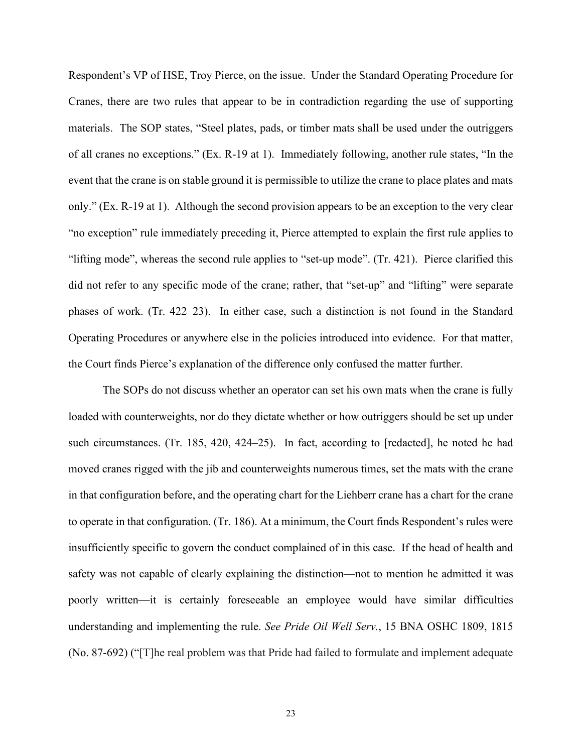Respondent's VP of HSE, Troy Pierce, on the issue. Under the Standard Operating Procedure for Cranes, there are two rules that appear to be in contradiction regarding the use of supporting materials. The SOP states, "Steel plates, pads, or timber mats shall be used under the outriggers of all cranes no exceptions." (Ex. R-19 at 1). Immediately following, another rule states, "In the event that the crane is on stable ground it is permissible to utilize the crane to place plates and mats only." (Ex. R-19 at 1). Although the second provision appears to be an exception to the very clear "no exception" rule immediately preceding it, Pierce attempted to explain the first rule applies to "lifting mode", whereas the second rule applies to "set-up mode". (Tr. 421). Pierce clarified this did not refer to any specific mode of the crane; rather, that "set-up" and "lifting" were separate phases of work. (Tr. 422–23). In either case, such a distinction is not found in the Standard Operating Procedures or anywhere else in the policies introduced into evidence. For that matter, the Court finds Pierce's explanation of the difference only confused the matter further.

The SOPs do not discuss whether an operator can set his own mats when the crane is fully loaded with counterweights, nor do they dictate whether or how outriggers should be set up under such circumstances. (Tr. 185, 420, 424–25). In fact, according to [redacted], he noted he had moved cranes rigged with the jib and counterweights numerous times, set the mats with the crane in that configuration before, and the operating chart for the Liehberr crane has a chart for the crane to operate in that configuration. (Tr. 186). At a minimum, the Court finds Respondent's rules were insufficiently specific to govern the conduct complained of in this case. If the head of health and safety was not capable of clearly explaining the distinction—not to mention he admitted it was poorly written—it is certainly foreseeable an employee would have similar difficulties understanding and implementing the rule. *See Pride Oil Well Serv.*, 15 BNA OSHC 1809, 1815 (No. 87-692) ("[T]he real problem was that Pride had failed to formulate and implement adequate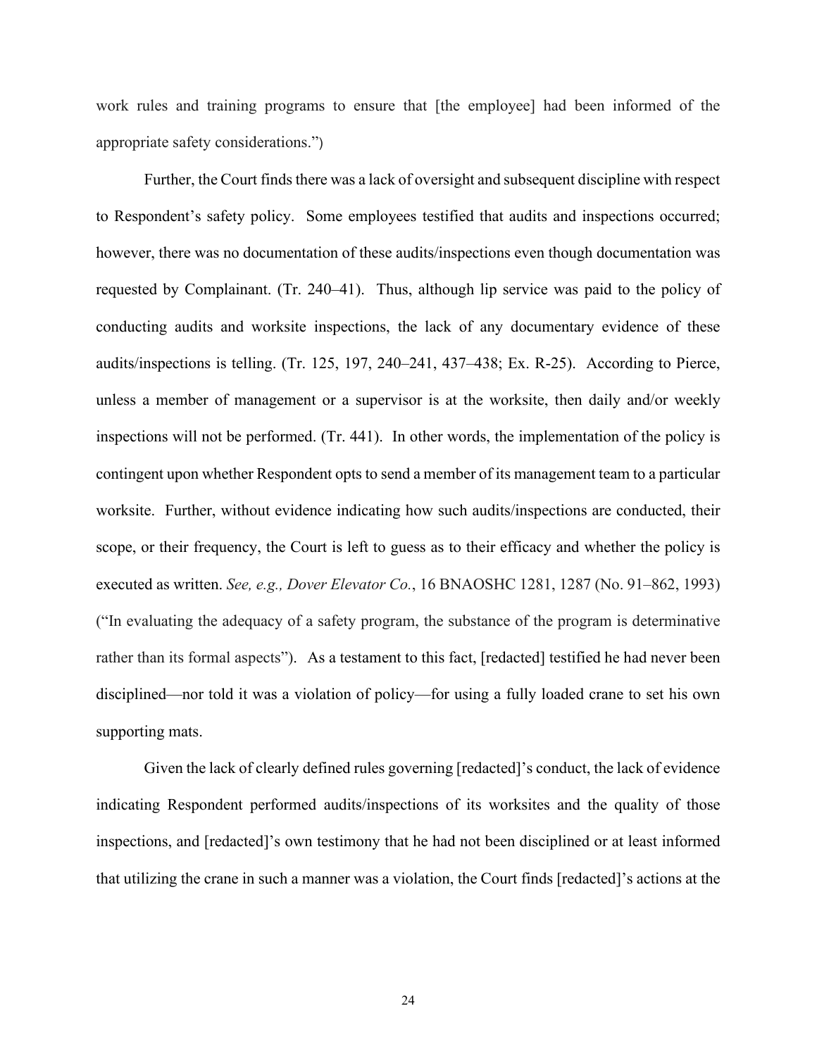work rules and training programs to ensure that [the employee] had been informed of the appropriate safety considerations.")

Further, the Court finds there was a lack of oversight and subsequent discipline with respect to Respondent's safety policy. Some employees testified that audits and inspections occurred; however, there was no documentation of these audits/inspections even though documentation was requested by Complainant. (Tr. 240–41). Thus, although lip service was paid to the policy of conducting audits and worksite inspections, the lack of any documentary evidence of these audits/inspections is telling. (Tr. 125, 197, 240–241, 437–438; Ex. R-25). According to Pierce, unless a member of management or a supervisor is at the worksite, then daily and/or weekly inspections will not be performed. (Tr. 441). In other words, the implementation of the policy is contingent upon whether Respondent opts to send a member of its management team to a particular worksite. Further, without evidence indicating how such audits/inspections are conducted, their scope, or their frequency, the Court is left to guess as to their efficacy and whether the policy is executed as written. *See, e.g., Dover Elevator Co.*, 16 BNAOSHC 1281, 1287 (No. 91–862, 1993) ("In evaluating the adequacy of a safety program, the substance of the program is determinative rather than its formal aspects"). As a testament to this fact, [redacted] testified he had never been disciplined—nor told it was a violation of policy—for using a fully loaded crane to set his own supporting mats.

Given the lack of clearly defined rules governing [redacted]'s conduct, the lack of evidence indicating Respondent performed audits/inspections of its worksites and the quality of those inspections, and [redacted]'s own testimony that he had not been disciplined or at least informed that utilizing the crane in such a manner was a violation, the Court finds [redacted]'s actions at the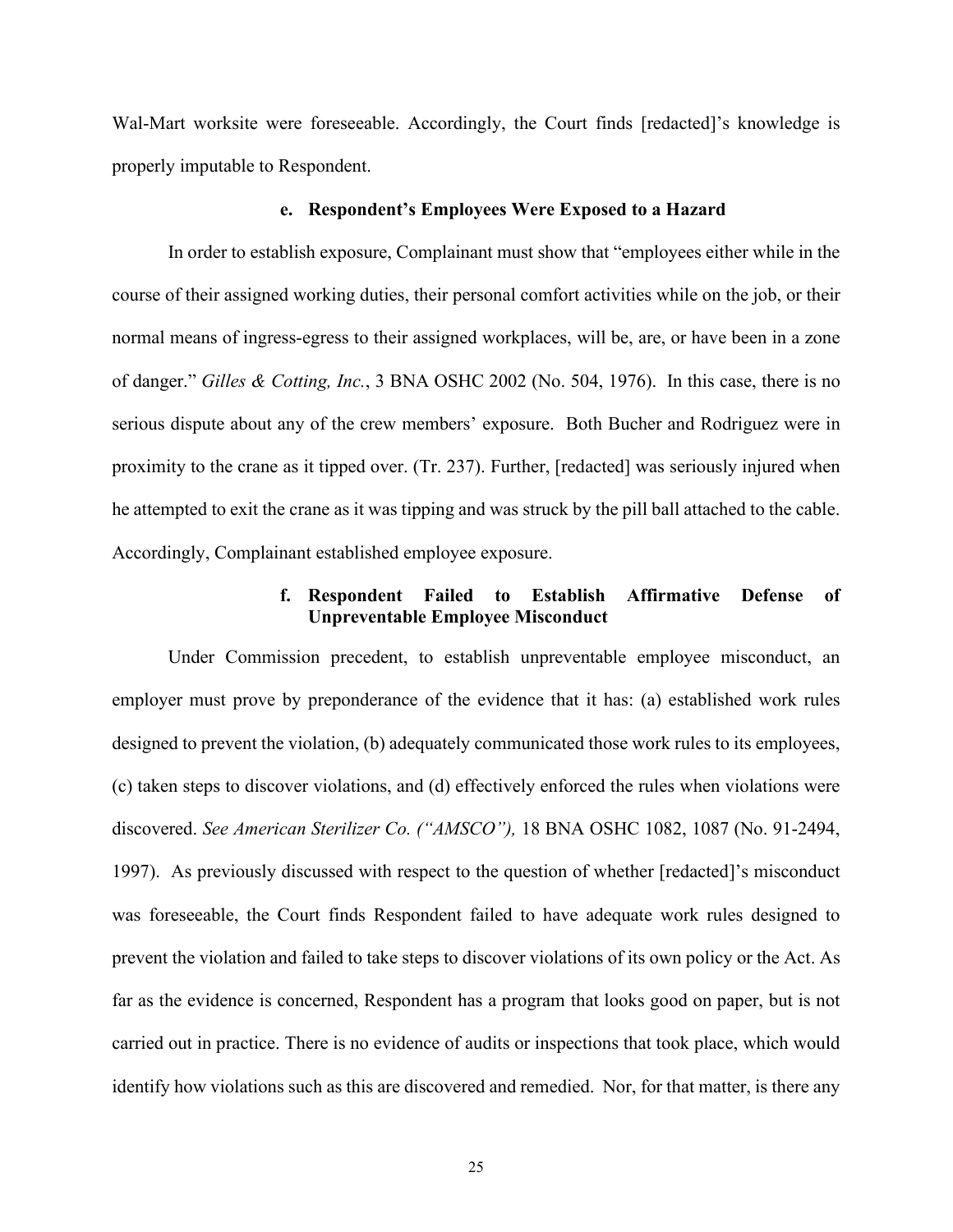Wal-Mart worksite were foreseeable. Accordingly, the Court finds [redacted]'s knowledge is properly imputable to Respondent.

#### e. Respondent's Employees Were Exposed to a Hazard

In order to establish exposure, Complainant must show that "employees either while in the course of their assigned working duties, their personal comfort activities while on the job, or their normal means of ingress-egress to their assigned workplaces, will be, are, or have been in a zone of danger." *Gilles & Cotting, Inc.*, 3 BNA OSHC 2002 (No. 504, 1976). In this case, there is no serious dispute about any of the crew members' exposure. Both Bucher and Rodriguez were in proximity to the crane as it tipped over. (Tr. 237). Further, [redacted] was seriously injured when he attempted to exit the crane as it was tipping and was struck by the pill ball attached to the cable. Accordingly, Complainant established employee exposure.

#### f. Respondent Failed to Establish Affirmative Defense of Unpreventable Employee Misconduct

Under Commission precedent, to establish unpreventable employee misconduct, an employer must prove by preponderance of the evidence that it has: (a) established work rules designed to prevent the violation, (b) adequately communicated those work rules to its employees, (c) taken steps to discover violations, and (d) effectively enforced the rules when violations were discovered. *See American Sterilizer Co. ("AMSCO"),* 18 BNA OSHC 1082, 1087 (No. 91-2494, 1997). As previously discussed with respect to the question of whether [redacted]'s misconduct was foreseeable, the Court finds Respondent failed to have adequate work rules designed to prevent the violation and failed to take steps to discover violations of its own policy or the Act. As far as the evidence is concerned, Respondent has a program that looks good on paper, but is not carried out in practice. There is no evidence of audits or inspections that took place, which would identify how violations such as this are discovered and remedied. Nor, for that matter, is there any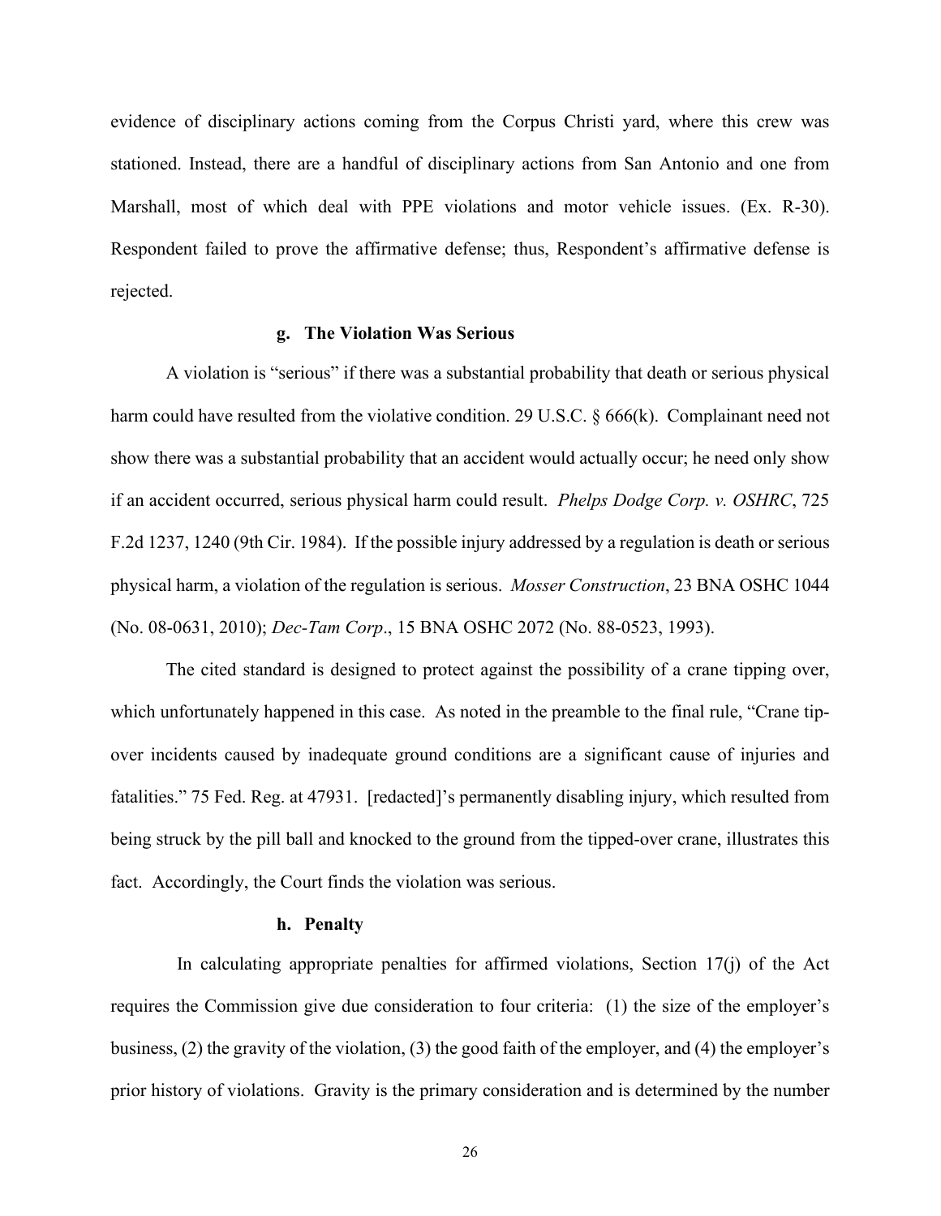evidence of disciplinary actions coming from the Corpus Christi yard, where this crew was stationed. Instead, there are a handful of disciplinary actions from San Antonio and one from Marshall, most of which deal with PPE violations and motor vehicle issues. (Ex. R-30). Respondent failed to prove the affirmative defense; thus, Respondent's affirmative defense is rejected.

#### g. The Violation Was Serious

A violation is "serious" if there was a substantial probability that death or serious physical harm could have resulted from the violative condition. 29 U.S.C. § 666(k). Complainant need not show there was a substantial probability that an accident would actually occur; he need only show if an accident occurred, serious physical harm could result. *Phelps Dodge Corp. v. OSHRC*, 725 F.2d 1237, 1240 (9th Cir. 1984). If the possible injury addressed by a regulation is death or serious physical harm, a violation of the regulation is serious. *Mosser Construction*, 23 BNA OSHC 1044 (No. 08-0631, 2010); *Dec-Tam Corp*., 15 BNA OSHC 2072 (No. 88-0523, 1993).

The cited standard is designed to protect against the possibility of a crane tipping over, which unfortunately happened in this case. As noted in the preamble to the final rule, "Crane tip-over incidents caused by inadequate ground conditions are a significant cause of injuries and fatalities." 75 Fed. Reg. at 47931. [redacted]'s permanently disabling injury, which resulted from being struck by the pill ball and knocked to the ground from the tipped-over crane, illustrates this fact. Accordingly, the Court finds the violation was serious.

#### h. Penalty

In calculating appropriate penalties for affirmed violations, Section 17(j) of the Act requires the Commission give due consideration to four criteria: (1) the size of the employer's business, (2) the gravity of the violation, (3) the good faith of the employer, and (4) the employer's prior history of violations. Gravity is the primary consideration and is determined by the number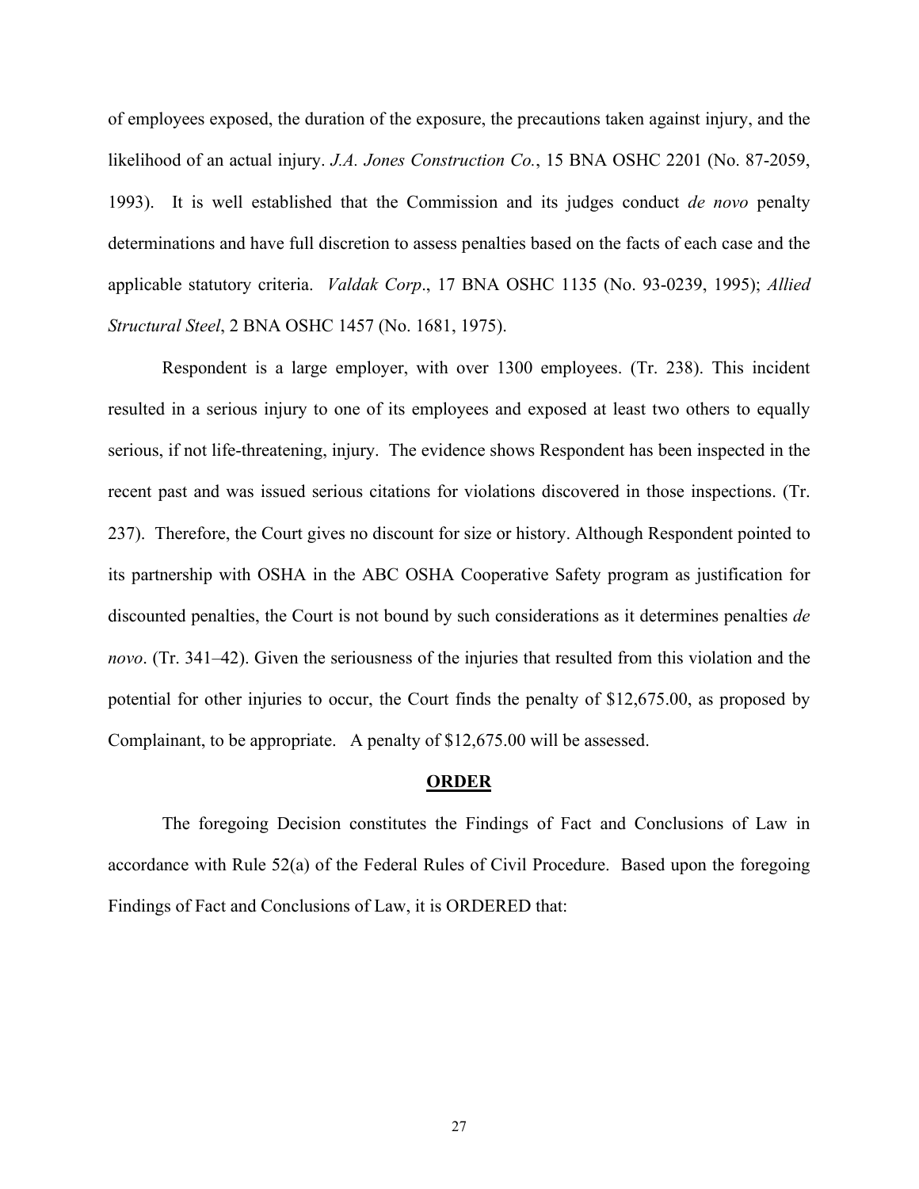of employees exposed, the duration of the exposure, the precautions taken against injury, and the likelihood of an actual injury. *J.A. Jones Construction Co.*, 15 BNA OSHC 2201 (No. 87-2059, 1993). It is well established that the Commission and its judges conduct *de novo* penalty determinations and have full discretion to assess penalties based on the facts of each case and the applicable statutory criteria. *Valdak Corp*., 17 BNA OSHC 1135 (No. 93-0239, 1995); *Allied Structural Steel*, 2 BNA OSHC 1457 (No. 1681, 1975).

Respondent is a large employer, with over 1300 employees. (Tr. 238). This incident resulted in a serious injury to one of its employees and exposed at least two others to equally serious, if not life-threatening, injury. The evidence shows Respondent has been inspected in the recent past and was issued serious citations for violations discovered in those inspections. (Tr. 237). Therefore, the Court gives no discount for size or history. Although Respondent pointed to its partnership with OSHA in the ABC OSHA Cooperative Safety program as justification for discounted penalties, the Court is not bound by such considerations as it determines penalties *de novo*. (Tr. 341–42). Given the seriousness of the injuries that resulted from this violation and the potential for other injuries to occur, the Court finds the penalty of $12,675.00, as proposed by Complainant, to be appropriate. A penalty of $12,675.00 will be assessed.

## ORDER

The foregoing Decision constitutes the Findings of Fact and Conclusions of Law in accordance with Rule 52(a) of the Federal Rules of Civil Procedure. Based upon the foregoing Findings of Fact and Conclusions of Law, it is ORDERED that: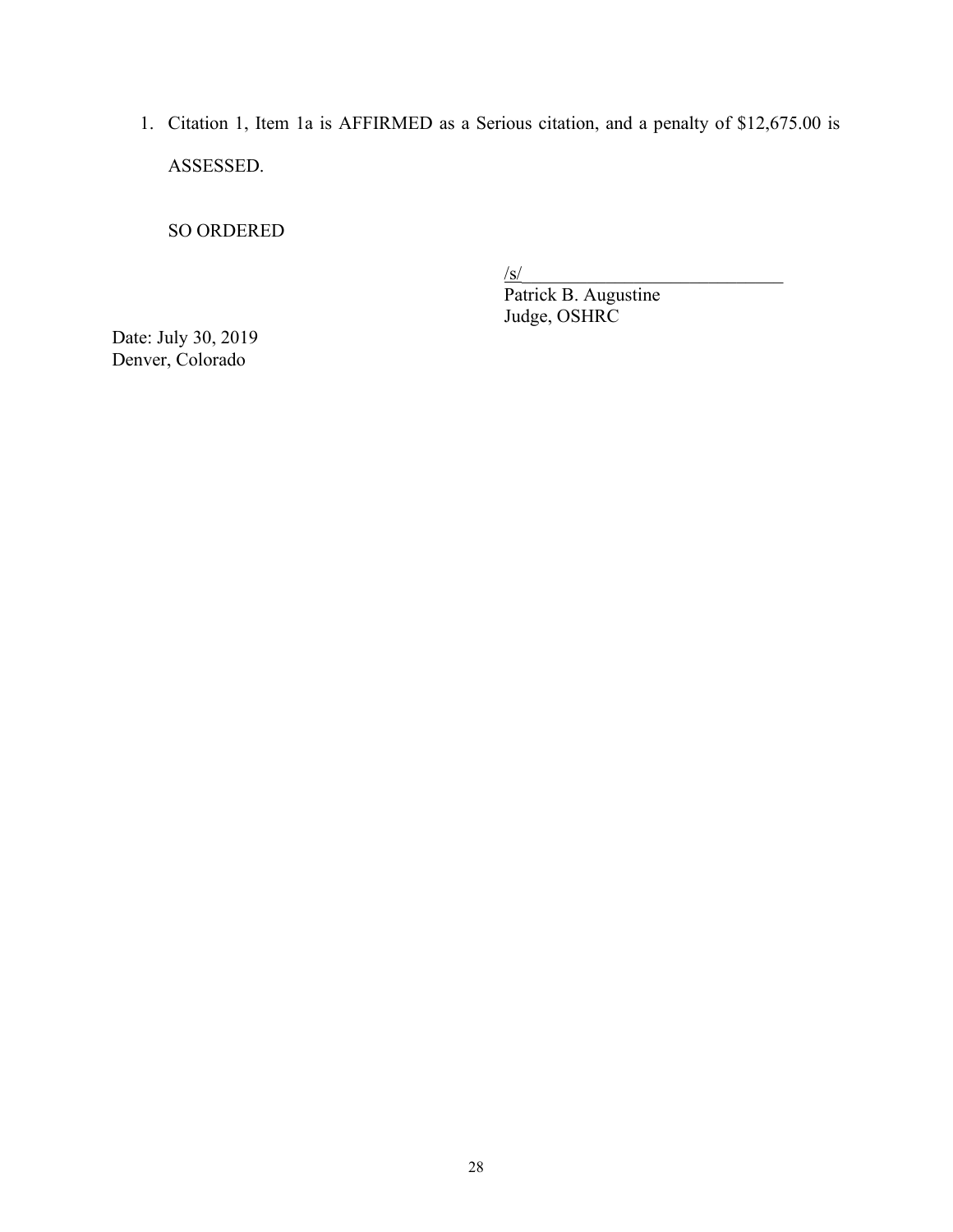1. Citation 1, Item 1a is AFFIRMED as a Serious citation, and a penalty of $12,675.00 is ASSESSED.

SO ORDERED

/s/
Patrick B. Augustine
Judge, OSHRC

Date: July 30, 2019
Denver, Colorado